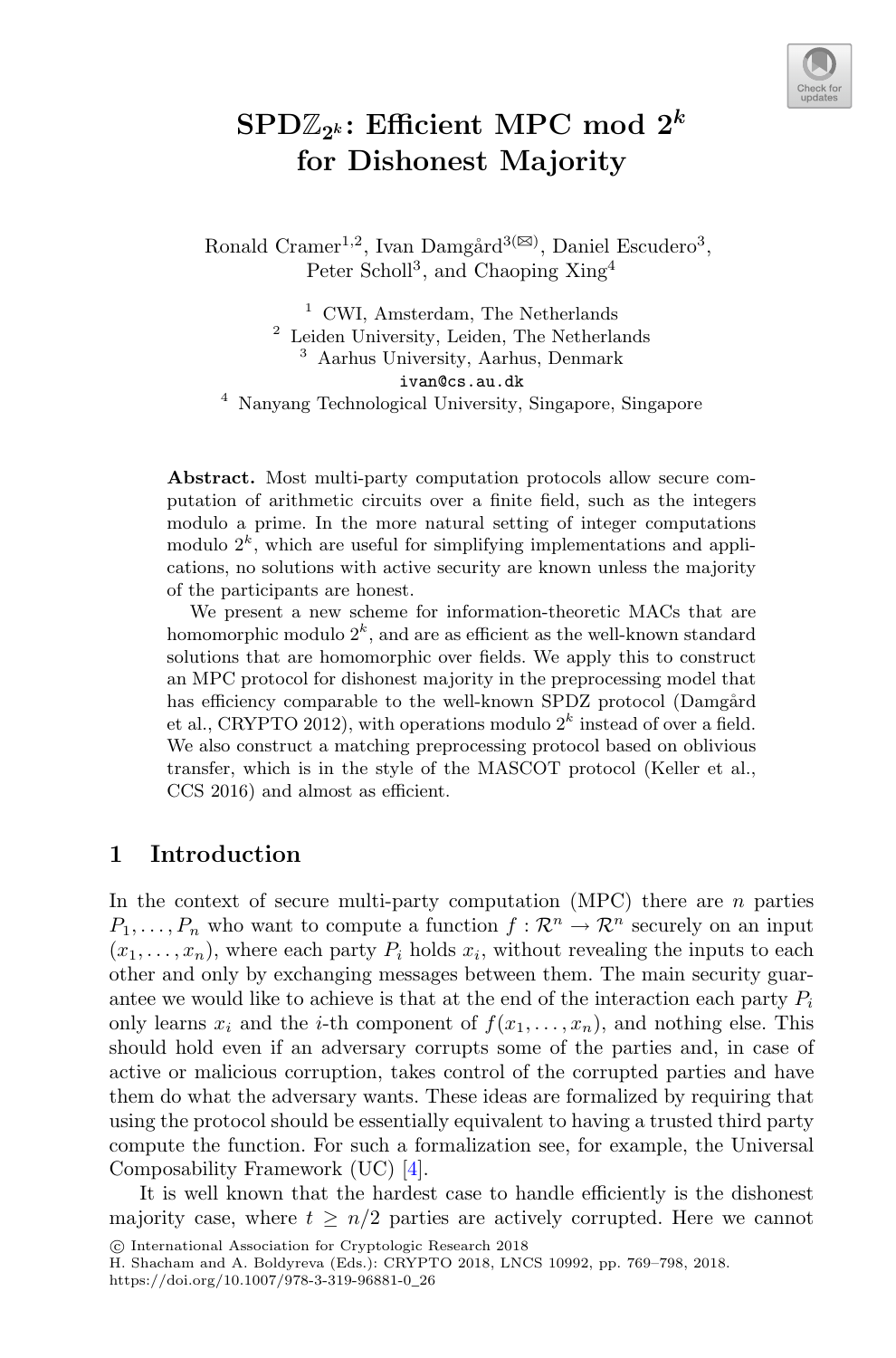# SPD$\mathbb{Z}_{2^k}$: Efficient MPC mod $2^k$ for Dishonest Majority

Ronald Cramer[1,2], Ivan Damgård[3](✉), Daniel Escudero[3], Peter Scholl[3], and Chaoping Xing[4]

[1] CWI, Amsterdam, The Netherlands
[2] Leiden University, Leiden, The Netherlands
[3] Aarhus University, Aarhus, Denmark
ivan@cs.au.dk
[4] Nanyang Technological University, Singapore, Singapore

**Abstract.** Most multi-party computation protocols allow secure computation of arithmetic circuits over a finite field, such as the integers modulo a prime. In the more natural setting of integer computations modulo $2^k$, which are useful for simplifying implementations and applications, no solutions with active security are known unless the majority of the participants are honest.

We present a new scheme for information-theoretic MACs that are homomorphic modulo $2^k$, and are as efficient as the well-known standard solutions that are homomorphic over fields. We apply this to construct an MPC protocol for dishonest majority in the preprocessing model that has efficiency comparable to the well-known SPDZ protocol (Damgård et al., CRYPTO 2012), with operations modulo $2^k$ instead of over a field. We also construct a matching preprocessing protocol based on oblivious transfer, which is in the style of the MASCOT protocol (Keller et al., CCS 2016) and almost as efficient.

## 1 Introduction

In the context of secure multi-party computation (MPC) there are $n$ parties $P_1, \ldots, P_n$ who want to compute a function $f : \mathcal{R}^n \to \mathcal{R}^n$ securely on an input $(x_1, \ldots, x_n)$, where each party $P_i$ holds $x_i$, without revealing the inputs to each other and only by exchanging messages between them. The main security guarantee we would like to achieve is that at the end of the interaction each party $P_i$ only learns $x_i$ and the $i$-th component of $f(x_1, \ldots, x_n)$, and nothing else. This should hold even if an adversary corrupts some of the parties and, in case of active or malicious corruption, takes control of the corrupted parties and have them do what the adversary wants. These ideas are formalized by requiring that using the protocol should be essentially equivalent to having a trusted third party compute the function. For such a formalization see, for example, the Universal Composability Framework (UC) [4].

It is well known that the hardest case to handle efficiently is the dishonest majority case, where $t \geq n/2$ parties are actively corrupted. Here we cannot

© International Association for Cryptologic Research 2018
H. Shacham and A. Boldyreva (Eds.): CRYPTO 2018, LNCS 10992, pp. 769–798, 2018.
https://doi.org/10.1007/978-3-319-96881-0_26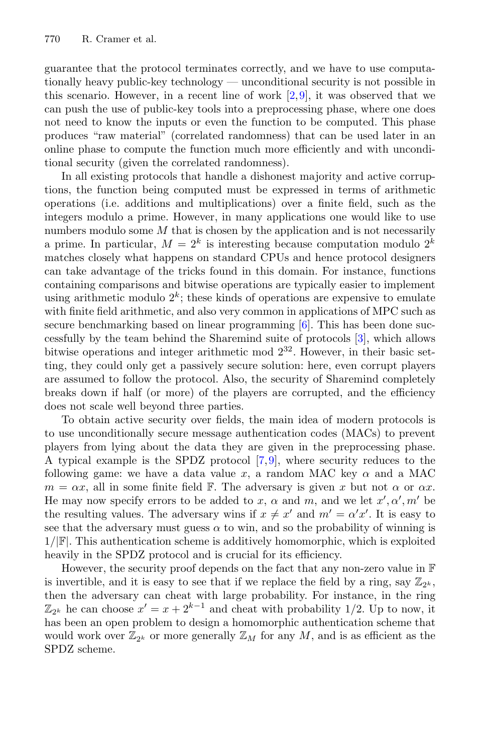guarantee that the protocol terminates correctly, and we have to use computationally heavy public-key technology — unconditional security is not possible in this scenario. However, in a recent line of work [2,9], it was observed that we can push the use of public-key tools into a preprocessing phase, where one does not need to know the inputs or even the function to be computed. This phase produces "raw material" (correlated randomness) that can be used later in an online phase to compute the function much more efficiently and with unconditional security (given the correlated randomness).

In all existing protocols that handle a dishonest majority and active corruptions, the function being computed must be expressed in terms of arithmetic operations (i.e. additions and multiplications) over a finite field, such as the integers modulo a prime. However, in many applications one would like to use numbers modulo some $M$ that is chosen by the application and is not necessarily a prime. In particular, $M = 2^k$ is interesting because computation modulo $2^k$ matches closely what happens on standard CPUs and hence protocol designers can take advantage of the tricks found in this domain. For instance, functions containing comparisons and bitwise operations are typically easier to implement using arithmetic modulo $2^k$; these kinds of operations are expensive to emulate with finite field arithmetic, and also very common in applications of MPC such as secure benchmarking based on linear programming [6]. This has been done successfully by the team behind the Sharemind suite of protocols [3], which allows bitwise operations and integer arithmetic mod $2^{32}$. However, in their basic setting, they could only get a passively secure solution: here, even corrupt players are assumed to follow the protocol. Also, the security of Sharemind completely breaks down if half (or more) of the players are corrupted, and the efficiency does not scale well beyond three parties.

To obtain active security over fields, the main idea of modern protocols is to use unconditionally secure message authentication codes (MACs) to prevent players from lying about the data they are given in the preprocessing phase. A typical example is the SPDZ protocol [7,9], where security reduces to the following game: we have a data value $x$, a random MAC key $\alpha$ and a MAC $m = \alpha x$, all in some finite field $\mathbb{F}$. The adversary is given $x$ but not $\alpha$ or $\alpha x$. He may now specify errors to be added to $x$, $\alpha$ and $m$, and we let $x', \alpha', m'$ be the resulting values. The adversary wins if $x \neq x'$ and $m' = \alpha' x'$. It is easy to see that the adversary must guess $\alpha$ to win, and so the probability of winning is $1/|\mathbb{F}|$. This authentication scheme is additively homomorphic, which is exploited heavily in the SPDZ protocol and is crucial for its efficiency.

However, the security proof depends on the fact that any non-zero value in $\mathbb{F}$ is invertible, and it is easy to see that if we replace the field by a ring, say $\mathbb{Z}_{2^k}$, then the adversary can cheat with large probability. For instance, in the ring $\mathbb{Z}_{2^k}$ he can choose $x' = x + 2^{k-1}$ and cheat with probability 1/2. Up to now, it has been an open problem to design a homomorphic authentication scheme that would work over $\mathbb{Z}_{2^k}$ or more generally $\mathbb{Z}_M$ for any $M$, and is as efficient as the SPDZ scheme.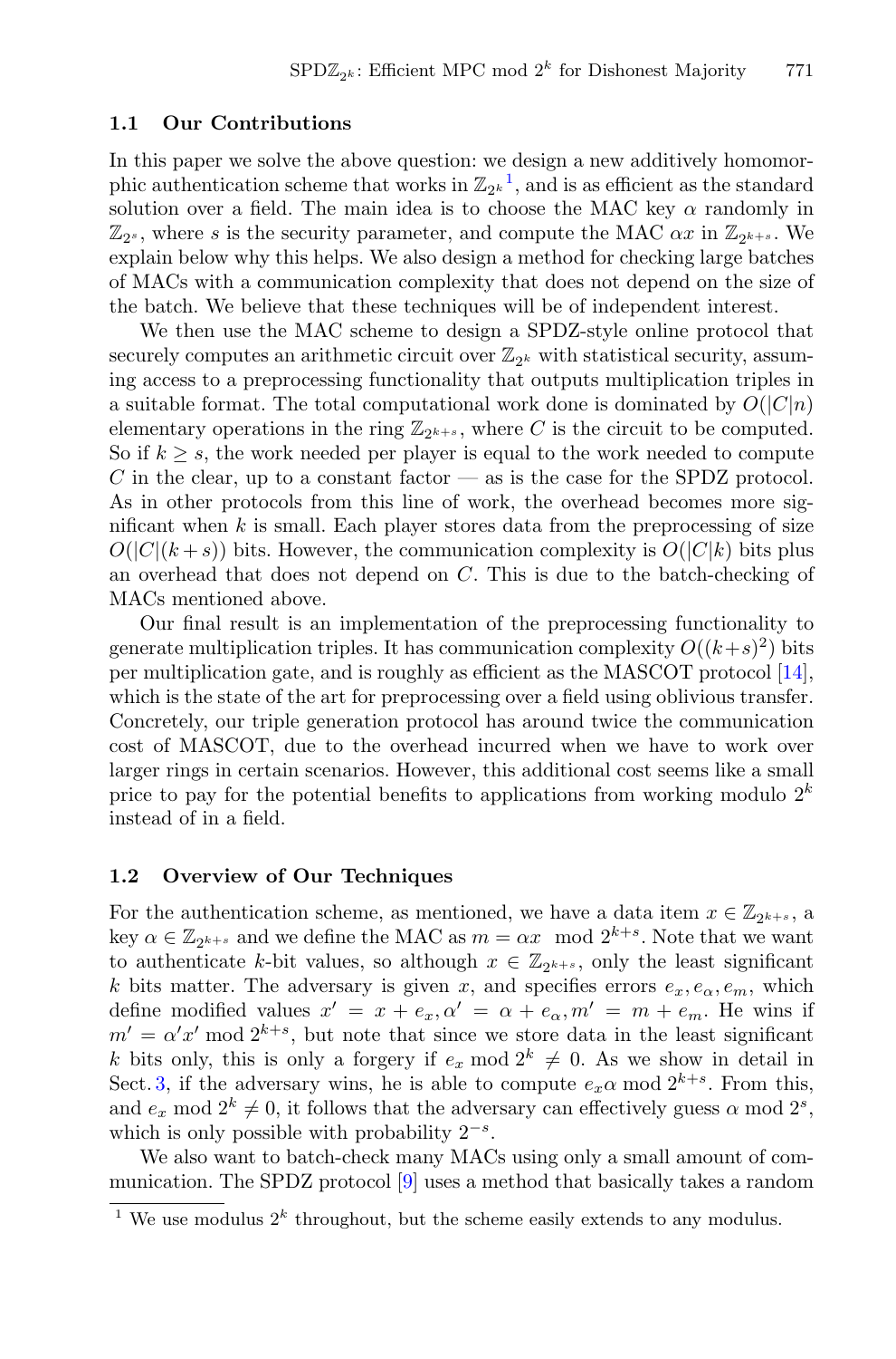### 1.1 Our Contributions

In this paper we solve the above question: we design a new additively homomorphic authentication scheme that works in $\mathbb{Z}_{2^k}$[1], and is as efficient as the standard solution over a field. The main idea is to choose the MAC key $\alpha$ randomly in $\mathbb{Z}_{2^s}$, where $s$ is the security parameter, and compute the MAC $\alpha x$ in $\mathbb{Z}_{2^{k+s}}$. We explain below why this helps. We also design a method for checking large batches of MACs with a communication complexity that does not depend on the size of the batch. We believe that these techniques will be of independent interest.

We then use the MAC scheme to design a SPDZ-style online protocol that securely computes an arithmetic circuit over $\mathbb{Z}_{2^k}$ with statistical security, assuming access to a preprocessing functionality that outputs multiplication triples in a suitable format. The total computational work done is dominated by $O(|C|n)$ elementary operations in the ring $\mathbb{Z}_{2^{k+s}}$, where $C$ is the circuit to be computed. So if $k \geq s$, the work needed per player is equal to the work needed to compute $C$ in the clear, up to a constant factor — as is the case for the SPDZ protocol. As in other protocols from this line of work, the overhead becomes more significant when $k$ is small. Each player stores data from the preprocessing of size $O(|C|(k+s))$ bits. However, the communication complexity is $O(|C|k)$ bits plus an overhead that does not depend on $C$. This is due to the batch-checking of MACs mentioned above.

Our final result is an implementation of the preprocessing functionality to generate multiplication triples. It has communication complexity $O((k+s)^2)$ bits per multiplication gate, and is roughly as efficient as the MASCOT protocol [14], which is the state of the art for preprocessing over a field using oblivious transfer. Concretely, our triple generation protocol has around twice the communication cost of MASCOT, due to the overhead incurred when we have to work over larger rings in certain scenarios. However, this additional cost seems like a small price to pay for the potential benefits to applications from working modulo $2^k$ instead of in a field.

### 1.2 Overview of Our Techniques

For the authentication scheme, as mentioned, we have a data item $x \in \mathbb{Z}_{2^{k+s}}$, a key $\alpha \in \mathbb{Z}_{2^{k+s}}$ and we define the MAC as $m = \alpha x \mod 2^{k+s}$. Note that we want to authenticate $k$-bit values, so although $x \in \mathbb{Z}_{2^{k+s}}$, only the least significant $k$ bits matter. The adversary is given $x$, and specifies errors $e_x, e_\alpha, e_m$, which define modified values $x' = x + e_x, \alpha' = \alpha + e_\alpha, m' = m + e_m$. He wins if $m' = \alpha' x' \bmod 2^{k+s}$, but note that since we store data in the least significant $k$ bits only, this is only a forgery if $e_x \bmod 2^k \neq 0$. As we show in detail in Sect. 3, if the adversary wins, he is able to compute $e_x \alpha \bmod 2^{k+s}$. From this, and $e_x \bmod 2^k \neq 0$, it follows that the adversary can effectively guess $\alpha \bmod 2^s$, which is only possible with probability $2^{-s}$.

We also want to batch-check many MACs using only a small amount of communication. The SPDZ protocol [9] uses a method that basically takes a random

[1] We use modulus $2^k$ throughout, but the scheme easily extends to any modulus.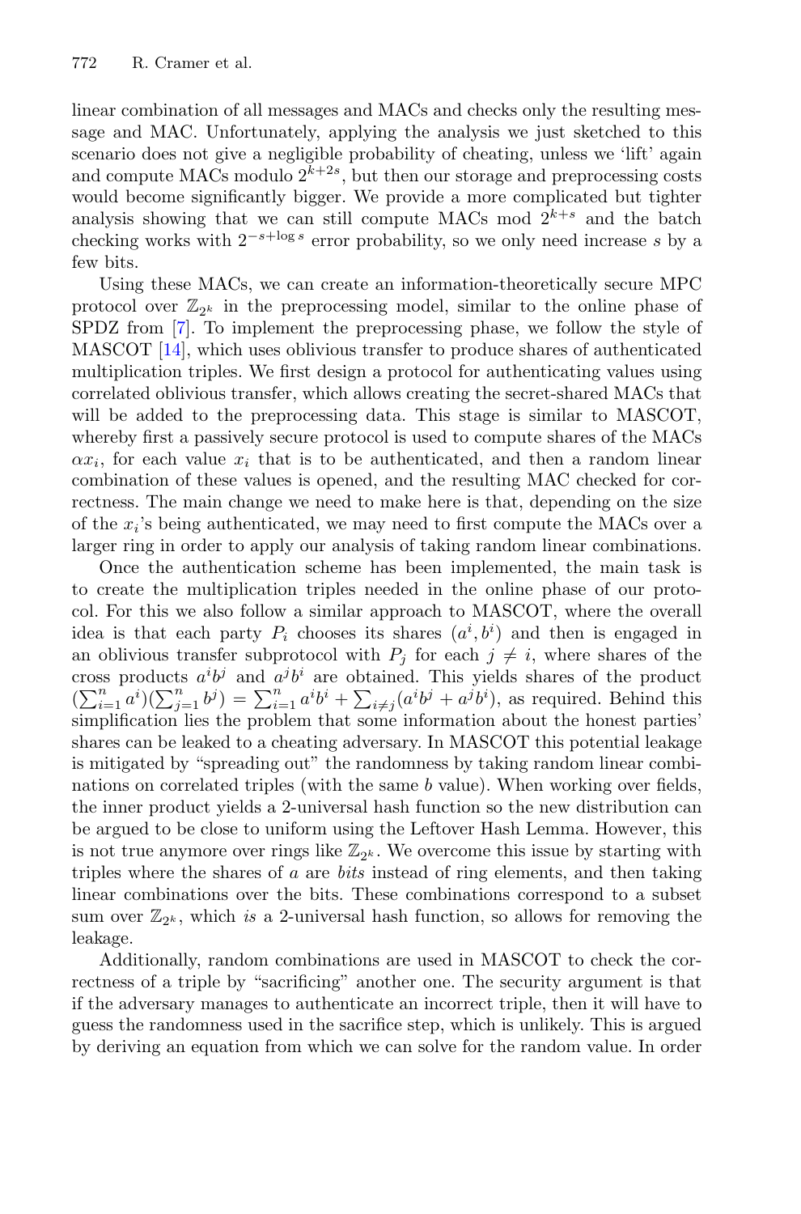linear combination of all messages and MACs and checks only the resulting message and MAC. Unfortunately, applying the analysis we just sketched to this scenario does not give a negligible probability of cheating, unless we 'lift' again and compute MACs modulo $2^{k+2s}$, but then our storage and preprocessing costs would become significantly bigger. We provide a more complicated but tighter analysis showing that we can still compute MACs mod $2^{k+s}$ and the batch checking works with $2^{-s+\log s}$ error probability, so we only need increase $s$ by a few bits.

Using these MACs, we can create an information-theoretically secure MPC protocol over $\mathbb{Z}_{2^k}$ in the preprocessing model, similar to the online phase of SPDZ from [7]. To implement the preprocessing phase, we follow the style of MASCOT [14], which uses oblivious transfer to produce shares of authenticated multiplication triples. We first design a protocol for authenticating values using correlated oblivious transfer, which allows creating the secret-shared MACs that will be added to the preprocessing data. This stage is similar to MASCOT, whereby first a passively secure protocol is used to compute shares of the MACs $\alpha x_i$, for each value $x_i$ that is to be authenticated, and then a random linear combination of these values is opened, and the resulting MAC checked for correctness. The main change we need to make here is that, depending on the size of the $x_i$'s being authenticated, we may need to first compute the MACs over a larger ring in order to apply our analysis of taking random linear combinations.

Once the authentication scheme has been implemented, the main task is to create the multiplication triples needed in the online phase of our protocol. For this we also follow a similar approach to MASCOT, where the overall idea is that each party $P_i$ chooses its shares $(a^i, b^i)$ and then is engaged in an oblivious transfer subprotocol with $P_j$ for each $j \neq i$, where shares of the cross products $a^i b^j$ and $a^j b^i$ are obtained. This yields shares of the product $(\sum_{i=1}^n a^i)(\sum_{j=1}^n b^j) = \sum_{i=1}^n a^i b^i + \sum_{i \neq j}(a^i b^j + a^j b^i)$, as required. Behind this simplification lies the problem that some information about the honest parties' shares can be leaked to a cheating adversary. In MASCOT this potential leakage is mitigated by "spreading out" the randomness by taking random linear combinations on correlated triples (with the same $b$ value). When working over fields, the inner product yields a 2-universal hash function so the new distribution can be argued to be close to uniform using the Leftover Hash Lemma. However, this is not true anymore over rings like $\mathbb{Z}_{2^k}$. We overcome this issue by starting with triples where the shares of $a$ are *bits* instead of ring elements, and then taking linear combinations over the bits. These combinations correspond to a subset sum over $\mathbb{Z}_{2^k}$, which *is* a 2-universal hash function, so allows for removing the leakage.

Additionally, random combinations are used in MASCOT to check the correctness of a triple by "sacrificing" another one. The security argument is that if the adversary manages to authenticate an incorrect triple, then it will have to guess the randomness used in the sacrifice step, which is unlikely. This is argued by deriving an equation from which we can solve for the random value. In order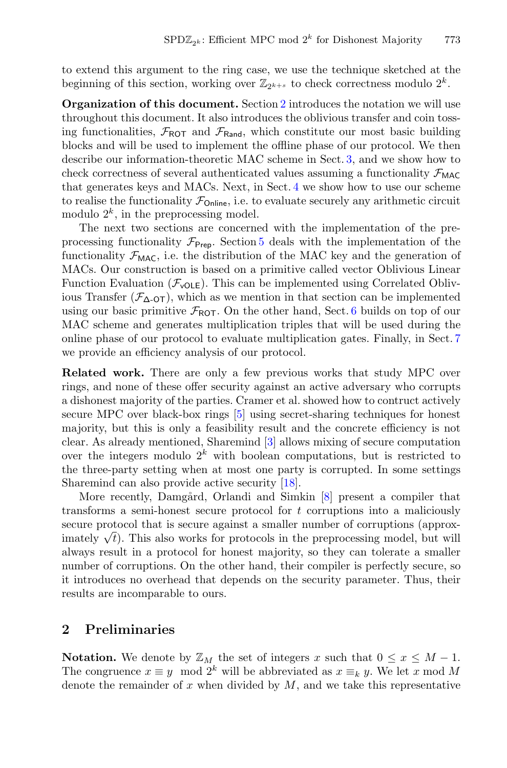to extend this argument to the ring case, we use the technique sketched at the beginning of this section, working over $\mathbb{Z}_{2^{k+s}}$ to check correctness modulo $2^k$.

**Organization of this document.** Section 2 introduces the notation we will use throughout this document. It also introduces the oblivious transfer and coin tossing functionalities, $\mathcal{F}_{\mathsf{ROT}}$ and $\mathcal{F}_{\mathsf{Rand}}$, which constitute our most basic building blocks and will be used to implement the offline phase of our protocol. We then describe our information-theoretic MAC scheme in Sect. 3, and we show how to check correctness of several authenticated values assuming a functionality $\mathcal{F}_{\mathsf{MAC}}$ that generates keys and MACs. Next, in Sect. 4 we show how to use our scheme to realise the functionality $\mathcal{F}_{\mathsf{Online}}$, i.e. to evaluate securely any arithmetic circuit modulo $2^k$, in the preprocessing model.

The next two sections are concerned with the implementation of the preprocessing functionality $\mathcal{F}_{\mathsf{Prep}}$. Section 5 deals with the implementation of the functionality $\mathcal{F}_{\mathsf{MAC}}$, i.e. the distribution of the MAC key and the generation of MACs. Our construction is based on a primitive called vector Oblivious Linear Function Evaluation ($\mathcal{F}_{\mathsf{vOLE}}$). This can be implemented using Correlated Oblivious Transfer ($\mathcal{F}_{\Delta\text{-}\mathsf{OT}}$), which as we mention in that section can be implemented using our basic primitive $\mathcal{F}_{\mathsf{ROT}}$. On the other hand, Sect. 6 builds on top of our MAC scheme and generates multiplication triples that will be used during the online phase of our protocol to evaluate multiplication gates. Finally, in Sect. 7 we provide an efficiency analysis of our protocol.

**Related work.** There are only a few previous works that study MPC over rings, and none of these offer security against an active adversary who corrupts a dishonest majority of the parties. Cramer et al. showed how to contruct actively secure MPC over black-box rings [5] using secret-sharing techniques for honest majority, but this is only a feasibility result and the concrete efficiency is not clear. As already mentioned, Sharemind [3] allows mixing of secure computation over the integers modulo $2^k$ with boolean computations, but is restricted to the three-party setting when at most one party is corrupted. In some settings Sharemind can also provide active security [18].

More recently, Damgård, Orlandi and Simkin [8] present a compiler that transforms a semi-honest secure protocol for $t$ corruptions into a maliciously secure protocol that is secure against a smaller number of corruptions (approximately $\sqrt{t}$). This also works for protocols in the preprocessing model, but will always result in a protocol for honest majority, so they can tolerate a smaller number of corruptions. On the other hand, their compiler is perfectly secure, so it introduces no overhead that depends on the security parameter. Thus, their results are incomparable to ours.

## 2 Preliminaries

**Notation.** We denote by $\mathbb{Z}_M$ the set of integers $x$ such that $0 \leq x \leq M-1$. The congruence $x \equiv y \mod 2^k$ will be abbreviated as $x \equiv_k y$. We let $x \bmod M$ denote the remainder of $x$ when divided by $M$, and we take this representative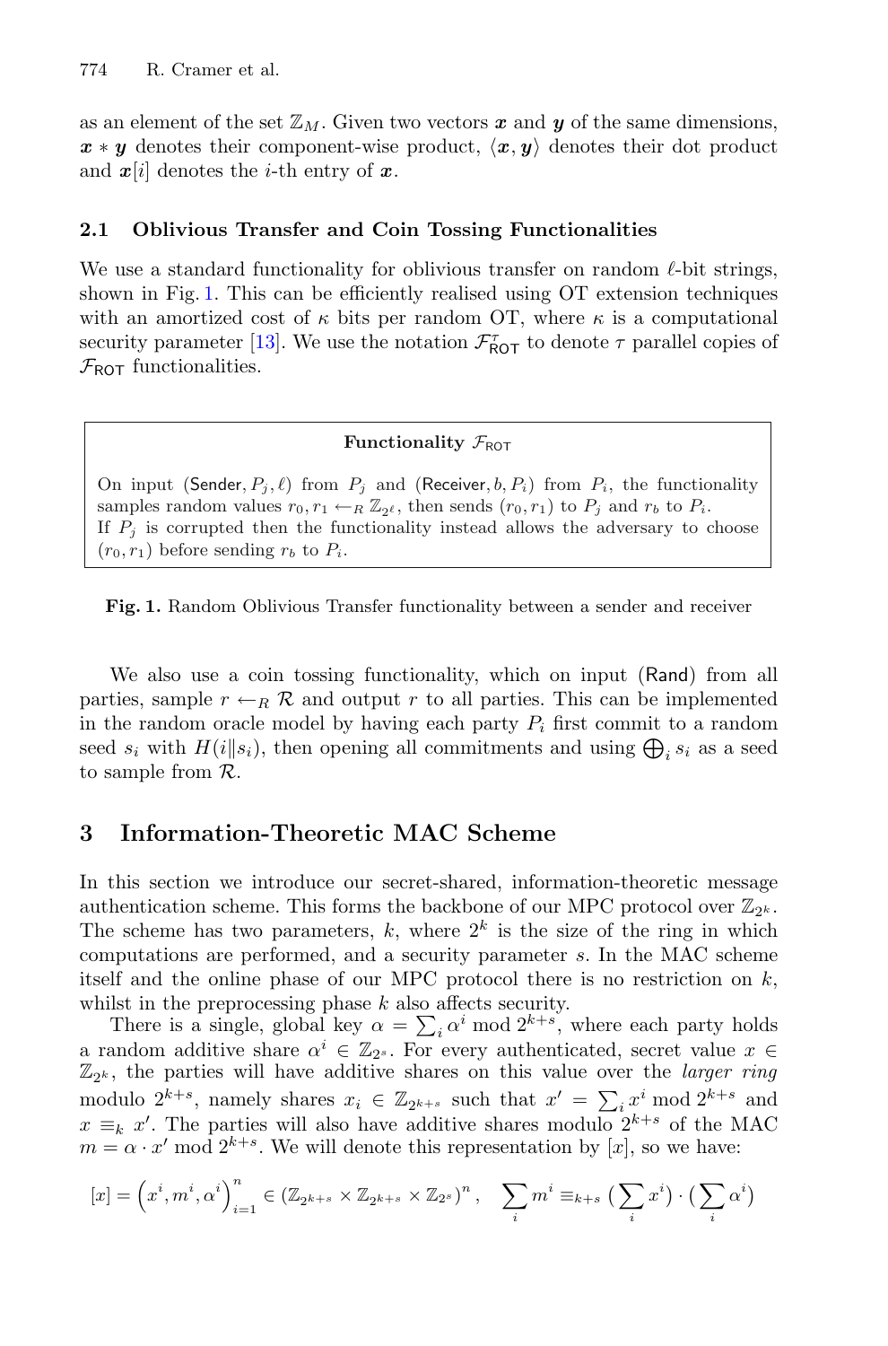as an element of the set $\mathbb{Z}_M$. Given two vectors $\boldsymbol{x}$ and $\boldsymbol{y}$ of the same dimensions, $\boldsymbol{x} * \boldsymbol{y}$ denotes their component-wise product, $\langle \boldsymbol{x}, \boldsymbol{y} \rangle$ denotes their dot product and $\boldsymbol{x}[i]$ denotes the $i$-th entry of $\boldsymbol{x}$.

### 2.1 Oblivious Transfer and Coin Tossing Functionalities

We use a standard functionality for oblivious transfer on random $\ell$-bit strings, shown in Fig. 1. This can be efficiently realised using OT extension techniques with an amortized cost of $\kappa$ bits per random OT, where $\kappa$ is a computational security parameter [13]. We use the notation $\mathcal{F}_{\mathsf{ROT}}^{\tau}$ to denote $\tau$ parallel copies of $\mathcal{F}_{\mathsf{ROT}}$ functionalities.

---

**Functionality $\mathcal{F}_{\mathsf{ROT}}$**

On input $(\mathsf{Sender}, P_j, \ell)$ from $P_j$ and $(\mathsf{Receiver}, b, P_i)$ from $P_i$, the functionality samples random values $r_0, r_1 \leftarrow_R \mathbb{Z}_{2^\ell}$, then sends $(r_0, r_1)$ to $P_j$ and $r_b$ to $P_i$.
If $P_j$ is corrupted then the functionality instead allows the adversary to choose $(r_0, r_1)$ before sending $r_b$ to $P_i$.

---

**Fig. 1.** Random Oblivious Transfer functionality between a sender and receiver

We also use a coin tossing functionality, which on input $(\mathsf{Rand})$ from all parties, sample $r \leftarrow_R \mathcal{R}$ and output $r$ to all parties. This can be implemented in the random oracle model by having each party $P_i$ first commit to a random seed $s_i$ with $H(i \| s_i)$, then opening all commitments and using $\bigoplus_i s_i$ as a seed to sample from $\mathcal{R}$.

## 3 Information-Theoretic MAC Scheme

In this section we introduce our secret-shared, information-theoretic message authentication scheme. This forms the backbone of our MPC protocol over $\mathbb{Z}_{2^k}$. The scheme has two parameters, $k$, where $2^k$ is the size of the ring in which computations are performed, and a security parameter $s$. In the MAC scheme itself and the online phase of our MPC protocol there is no restriction on $k$, whilst in the preprocessing phase $k$ also affects security.

There is a single, global key $\alpha = \sum_i \alpha^i \bmod 2^{k+s}$, where each party holds a random additive share $\alpha^i \in \mathbb{Z}_{2^s}$. For every authenticated, secret value $x \in \mathbb{Z}_{2^k}$, the parties will have additive shares on this value over the *larger ring* modulo $2^{k+s}$, namely shares $x_i \in \mathbb{Z}_{2^{k+s}}$ such that $x' = \sum_i x^i \bmod 2^{k+s}$ and $x \equiv_k x'$. The parties will also have additive shares modulo $2^{k+s}$ of the MAC $m = \alpha \cdot x' \bmod 2^{k+s}$. We will denote this representation by $[x]$, so we have:

$$[x] = \left(x^i, m^i, \alpha^i\right)_{i=1}^n \in (\mathbb{Z}_{2^{k+s}} \times \mathbb{Z}_{2^{k+s}} \times \mathbb{Z}_{2^s})^n, \quad \sum_i m^i \equiv_{k+s} \big(\sum_i x^i\big) \cdot \big(\sum_i \alpha^i\big)$$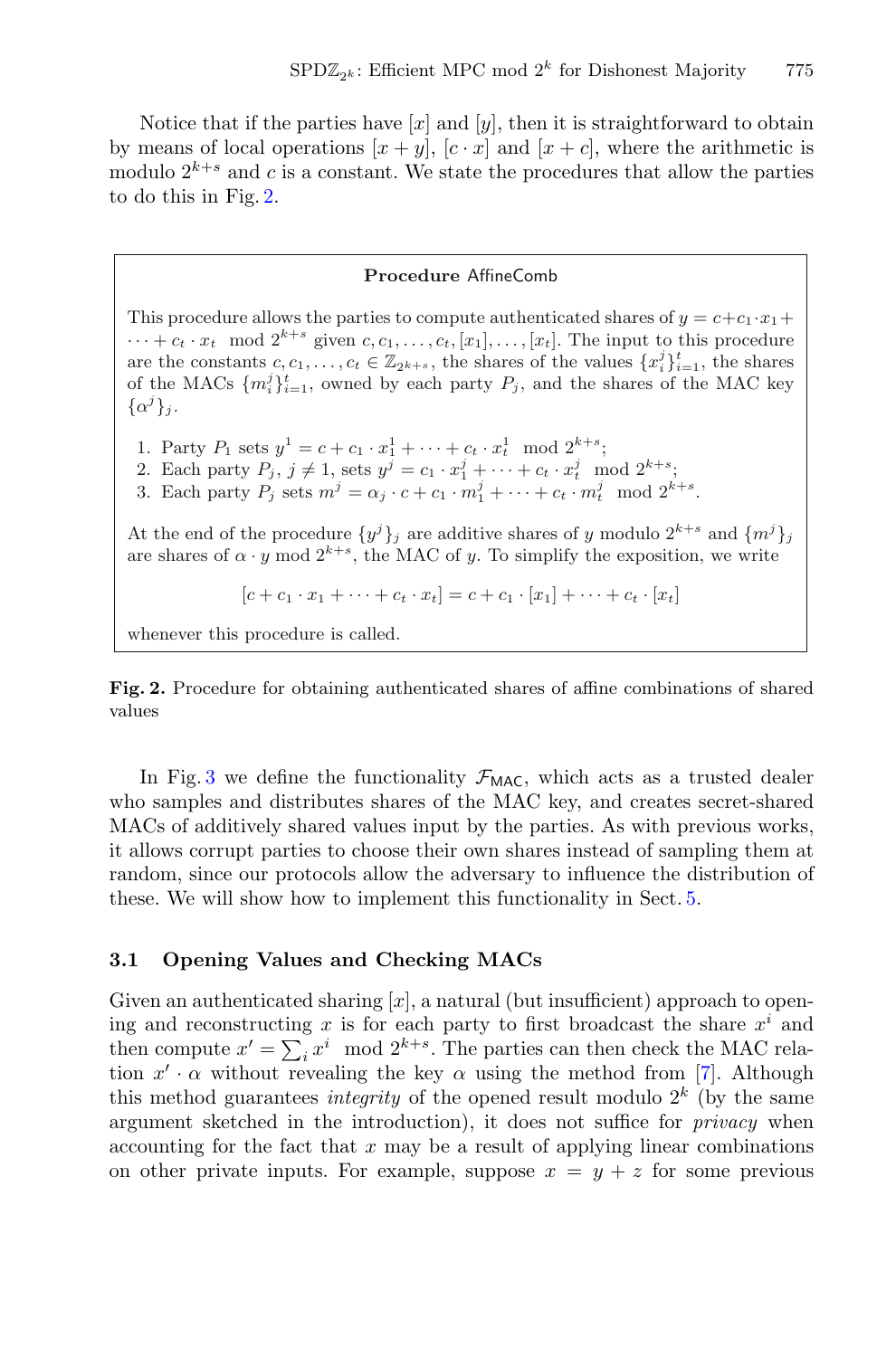Notice that if the parties have $[x]$ and $[y]$, then it is straightforward to obtain by means of local operations $[x + y]$, $[c \cdot x]$ and $[x + c]$, where the arithmetic is modulo $2^{k+s}$ and $c$ is a constant. We state the procedures that allow the parties to do this in Fig. 2.

**Procedure** AffineComb

This procedure allows the parties to compute authenticated shares of $y = c + c_1 \cdot x_1 + \cdots + c_t \cdot x_t \mod 2^{k+s}$ given $c, c_1, \ldots, c_t, [x_1], \ldots, [x_t]$. The input to this procedure are the constants $c, c_1, \ldots, c_t \in \mathbb{Z}_{2^{k+s}}$, the shares of the values $\{x_i^j\}_{i=1}^t$, the shares of the MACs $\{m_i^j\}_{i=1}^t$, owned by each party $P_j$, and the shares of the MAC key $\{\alpha^j\}_j$.

1. Party $P_1$ sets $y^1 = c + c_1 \cdot x_1^1 + \cdots + c_t \cdot x_t^1 \mod 2^{k+s}$;
2. Each party $P_j$, $j \neq 1$, sets $y^j = c_1 \cdot x_1^j + \cdots + c_t \cdot x_t^j \mod 2^{k+s}$;
3. Each party $P_j$ sets $m^j = \alpha_j \cdot c + c_1 \cdot m_1^j + \cdots + c_t \cdot m_t^j \mod 2^{k+s}$.

At the end of the procedure $\{y^j\}_j$ are additive shares of $y$ modulo $2^{k+s}$ and $\{m^j\}_j$ are shares of $\alpha \cdot y \bmod 2^{k+s}$, the MAC of $y$. To simplify the exposition, we write

$$[c + c_1 \cdot x_1 + \cdots + c_t \cdot x_t] = c + c_1 \cdot [x_1] + \cdots + c_t \cdot [x_t]$$

whenever this procedure is called.

**Fig. 2.** Procedure for obtaining authenticated shares of affine combinations of shared values

In Fig. 3 we define the functionality $\mathcal{F}_{\mathsf{MAC}}$, which acts as a trusted dealer who samples and distributes shares of the MAC key, and creates secret-shared MACs of additively shared values input by the parties. As with previous works, it allows corrupt parties to choose their own shares instead of sampling them at random, since our protocols allow the adversary to influence the distribution of these. We will show how to implement this functionality in Sect. 5.

### 3.1 Opening Values and Checking MACs

Given an authenticated sharing $[x]$, a natural (but insufficient) approach to opening and reconstructing $x$ is for each party to first broadcast the share $x^i$ and then compute $x' = \sum_i x^i \mod 2^{k+s}$. The parties can then check the MAC relation $x' \cdot \alpha$ without revealing the key $\alpha$ using the method from [7]. Although this method guarantees *integrity* of the opened result modulo $2^k$ (by the same argument sketched in the introduction), it does not suffice for *privacy* when accounting for the fact that $x$ may be a result of applying linear combinations on other private inputs. For example, suppose $x = y + z$ for some previous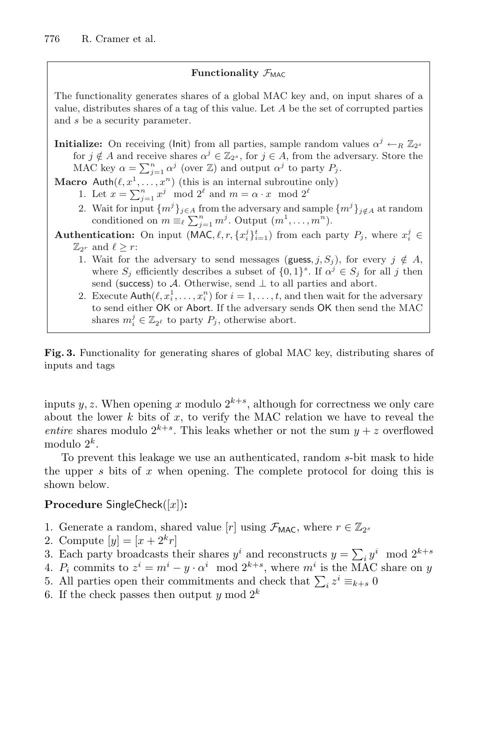**Functionality $\mathcal{F}_{\mathsf{MAC}}$**

The functionality generates shares of a global MAC key and, on input shares of a value, distributes shares of a tag of this value. Let $A$ be the set of corrupted parties and $s$ be a security parameter.

**Initialize:** On receiving (Init) from all parties, sample random values $\alpha^j \leftarrow_R \mathbb{Z}_{2^s}$ for $j \notin A$ and receive shares $\alpha^j \in \mathbb{Z}_{2^s}$, for $j \in A$, from the adversary. Store the MAC key $\alpha = \sum_{j=1}^n \alpha^j$ (over $\mathbb{Z}$) and output $\alpha^j$ to party $P_j$.

**Macro** $\mathsf{Auth}(\ell, x^1, \ldots, x^n)$ (this is an internal subroutine only)

1. Let $x = \sum_{j=1}^n x^j \mod 2^\ell$ and $m = \alpha \cdot x \mod 2^\ell$
2. Wait for input $\{m^j\}_{j \in A}$ from the adversary and sample $\{m^j\}_{j \notin A}$ at random conditioned on $m \equiv_\ell \sum_{j=1}^n m^j$. Output $(m^1, \ldots, m^n)$.

**Authentication:** On input $(\mathsf{MAC}, \ell, r, \{x_i^j\}_{i=1}^t)$ from each party $P_j$, where $x_i^j \in \mathbb{Z}_{2^r}$ and $\ell \geq r$:

1. Wait for the adversary to send messages $(\mathsf{guess}, j, S_j)$, for every $j \notin A$, where $S_j$ efficiently describes a subset of $\{0,1\}^s$. If $\alpha^j \in S_j$ for all $j$ then send (success) to $\mathcal{A}$. Otherwise, send $\perp$ to all parties and abort.
2. Execute $\mathsf{Auth}(\ell, x_i^1, \ldots, x_i^n)$ for $i = 1, \ldots, t$, and then wait for the adversary to send either $\mathsf{OK}$ or $\mathsf{Abort}$. If the adversary sends $\mathsf{OK}$ then send the MAC shares $m_i^j \in \mathbb{Z}_{2^\ell}$ to party $P_j$, otherwise abort.

**Fig. 3.** Functionality for generating shares of global MAC key, distributing shares of inputs and tags

inputs $y, z$. When opening $x$ modulo $2^{k+s}$, although for correctness we only care about the lower $k$ bits of $x$, to verify the MAC relation we have to reveal the *entire* shares modulo $2^{k+s}$. This leaks whether or not the sum $y + z$ overflowed modulo $2^k$.

To prevent this leakage we use an authenticated, random $s$-bit mask to hide the upper $s$ bits of $x$ when opening. The complete protocol for doing this is shown below.

**Procedure** $\mathsf{SingleCheck}([x])$**:**

1. Generate a random, shared value $[r]$ using $\mathcal{F}_{\mathsf{MAC}}$, where $r \in \mathbb{Z}_{2^s}$
2. Compute $[y] = [x + 2^k r]$
3. Each party broadcasts their shares $y^i$ and reconstructs $y = \sum_i y^i \mod 2^{k+s}$
4. $P_i$ commits to $z^i = m^i - y \cdot \alpha^i \mod 2^{k+s}$, where $m^i$ is the MAC share on $y$
5. All parties open their commitments and check that $\sum_i z^i \equiv_{k+s} 0$
6. If the check passes then output $y \bmod 2^k$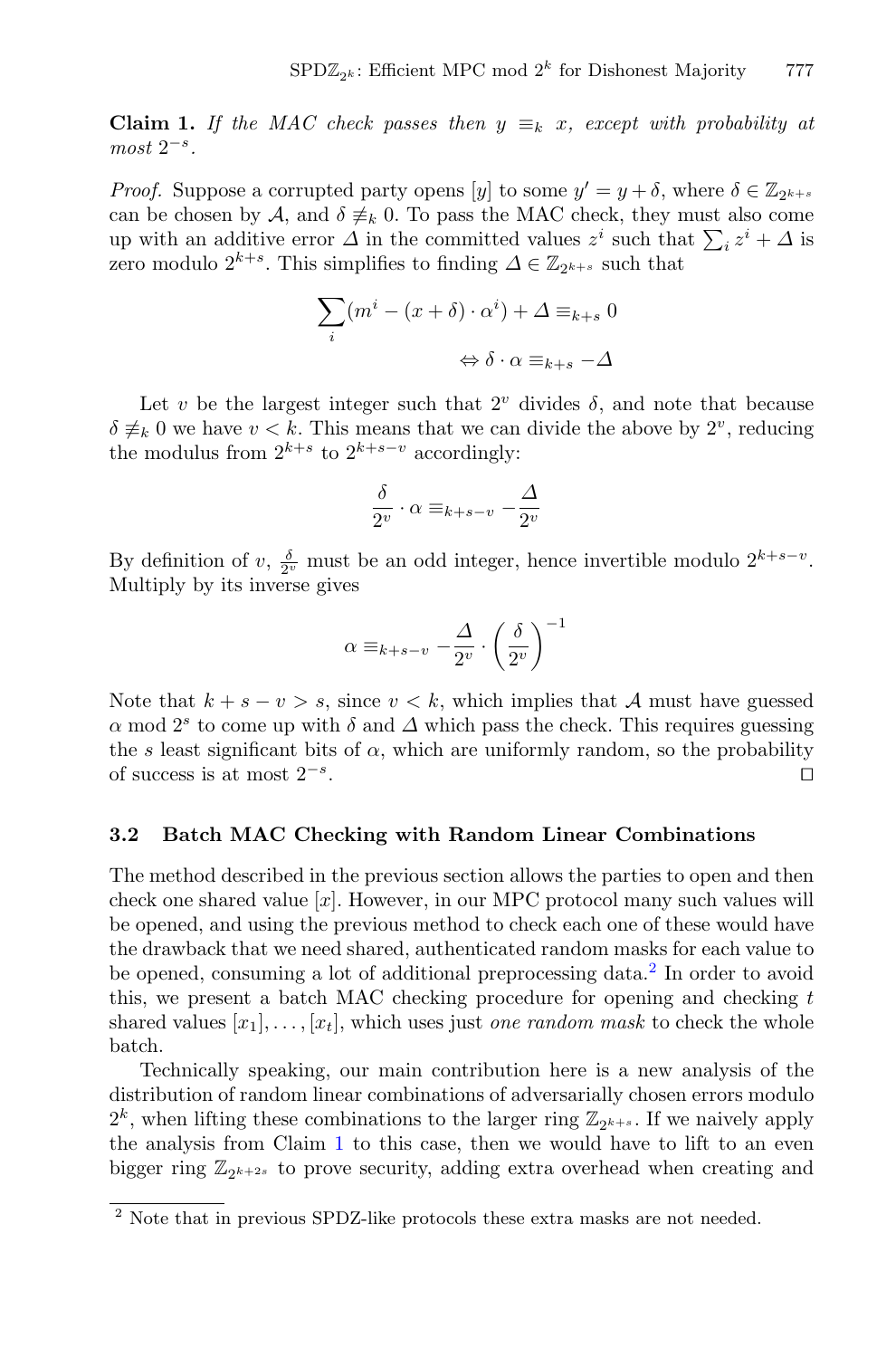**Claim 1.** *If the MAC check passes then $y \equiv_k x$, except with probability at most $2^{-s}$.*

*Proof.* Suppose a corrupted party opens $[y]$ to some $y' = y + \delta$, where $\delta \in \mathbb{Z}_{2^{k+s}}$ can be chosen by $\mathcal{A}$, and $\delta \not\equiv_k 0$. To pass the MAC check, they must also come up with an additive error $\Delta$ in the committed values $z^i$ such that $\sum_i z^i + \Delta$ is zero modulo $2^{k+s}$. This simplifies to finding $\Delta \in \mathbb{Z}_{2^{k+s}}$ such that

$$\sum_i (m^i - (x + \delta) \cdot \alpha^i) + \Delta \equiv_{k+s} 0$$

$$\Leftrightarrow \delta \cdot \alpha \equiv_{k+s} -\Delta$$

Let $v$ be the largest integer such that $2^v$ divides $\delta$, and note that because $\delta \not\equiv_k 0$ we have $v < k$. This means that we can divide the above by $2^v$, reducing the modulus from $2^{k+s}$ to $2^{k+s-v}$ accordingly:

$$\frac{\delta}{2^v} \cdot \alpha \equiv_{k+s-v} -\frac{\Delta}{2^v}$$

By definition of $v$, $\frac{\delta}{2^v}$ must be an odd integer, hence invertible modulo $2^{k+s-v}$. Multiply by its inverse gives

$$\alpha \equiv_{k+s-v} -\frac{\Delta}{2^v} \cdot \left(\frac{\delta}{2^v}\right)^{-1}$$

Note that $k + s - v > s$, since $v < k$, which implies that $\mathcal{A}$ must have guessed $\alpha \bmod 2^s$ to come up with $\delta$ and $\Delta$ which pass the check. This requires guessing the $s$ least significant bits of $\alpha$, which are uniformly random, so the probability of success is at most $2^{-s}$. ◻

### 3.2 Batch MAC Checking with Random Linear Combinations

The method described in the previous section allows the parties to open and then check one shared value $[x]$. However, in our MPC protocol many such values will be opened, and using the previous method to check each one of these would have the drawback that we need shared, authenticated random masks for each value to be opened, consuming a lot of additional preprocessing data.[2] In order to avoid this, we present a batch MAC checking procedure for opening and checking $t$ shared values $[x_1], \ldots, [x_t]$, which uses just *one random mask* to check the whole batch.

Technically speaking, our main contribution here is a new analysis of the distribution of random linear combinations of adversarially chosen errors modulo $2^k$, when lifting these combinations to the larger ring $\mathbb{Z}_{2^{k+s}}$. If we naively apply the analysis from Claim 1 to this case, then we would have to lift to an even bigger ring $\mathbb{Z}_{2^{k+2s}}$ to prove security, adding extra overhead when creating and

[2] Note that in previous SPDZ-like protocols these extra masks are not needed.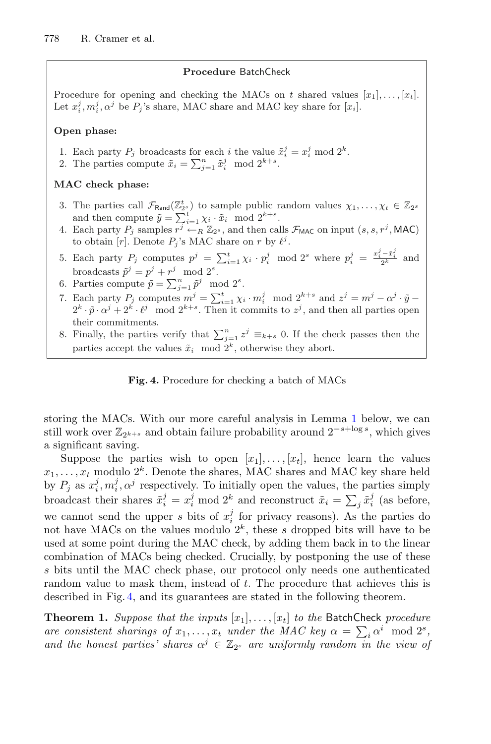**Procedure** BatchCheck

Procedure for opening and checking the MACs on $t$ shared values $[x_1], \ldots, [x_t]$. Let $x_i^j, m_i^j, \alpha^j$ be $P_j$'s share, MAC share and MAC key share for $[x_i]$.

**Open phase:**

1. Each party $P_j$ broadcasts for each $i$ the value $\tilde{x}_i^j = x_i^j \bmod 2^k$.
2. The parties compute $\tilde{x}_i = \sum_{j=1}^n \tilde{x}_i^j \mod 2^{k+s}$.

**MAC check phase:**

3. The parties call $\mathcal{F}_{\mathsf{Rand}}(\mathbb{Z}_{2^s}^t)$ to sample public random values $\chi_1, \ldots, \chi_t \in \mathbb{Z}_{2^s}$ and then compute $\tilde{y} = \sum_{i=1}^t \chi_i \cdot \tilde{x}_i \mod 2^{k+s}$.
4. Each party $P_j$ samples $r^j \leftarrow_R \mathbb{Z}_{2^s}$, and then calls $\mathcal{F}_{\mathsf{MAC}}$ on input $(s, s, r^j, \mathsf{MAC})$ to obtain $[r]$. Denote $P_j$'s MAC share on $r$ by $\ell^j$.
5. Each party $P_j$ computes $p^j = \sum_{i=1}^t \chi_i \cdot p_i^j \mod 2^s$ where $p_i^j = \frac{x_i^j - \tilde{x}_i^j}{2^k}$ and broadcasts $\tilde{p}^j = p^j + r^j \mod 2^s$.
6. Parties compute $\tilde{p} = \sum_{j=1}^n \tilde{p}^j \mod 2^s$.
7. Each party $P_j$ computes $m^j = \sum_{i=1}^t \chi_i \cdot m_i^j \mod 2^{k+s}$ and $z^j = m^j - \alpha^j \cdot \tilde{y} - 2^k \cdot \tilde{p} \cdot \alpha^j + 2^k \cdot \ell^j \mod 2^{k+s}$. Then it commits to $z^j$, and then all parties open their commitments.
8. Finally, the parties verify that $\sum_{j=1}^n z^j \equiv_{k+s} 0$. If the check passes then the parties accept the values $\tilde{x}_i \mod 2^k$, otherwise they abort.

**Fig. 4.** Procedure for checking a batch of MACs

storing the MACs. With our more careful analysis in Lemma 1 below, we can still work over $\mathbb{Z}_{2^{k+s}}$ and obtain failure probability around $2^{-s+\log s}$, which gives a significant saving.

Suppose the parties wish to open $[x_1], \ldots, [x_t]$, hence learn the values $x_1, \ldots, x_t$ modulo $2^k$. Denote the shares, MAC shares and MAC key share held by $P_j$ as $x_i^j, m_i^j, \alpha^j$ respectively. To initially open the values, the parties simply broadcast their shares $\tilde{x}_i^j = x_i^j \bmod 2^k$ and reconstruct $\tilde{x}_i = \sum_j \tilde{x}_i^j$ (as before, we cannot send the upper $s$ bits of $x_i^j$ for privacy reasons). As the parties do not have MACs on the values modulo $2^k$, these $s$ dropped bits will have to be used at some point during the MAC check, by adding them back in to the linear combination of MACs being checked. Crucially, by postponing the use of these $s$ bits until the MAC check phase, our protocol only needs one authenticated random value to mask them, instead of $t$. The procedure that achieves this is described in Fig. 4, and its guarantees are stated in the following theorem.

**Theorem 1.** *Suppose that the inputs $[x_1], \ldots, [x_t]$ to the* BatchCheck *procedure are consistent sharings of $x_1, \ldots, x_t$ under the MAC key $\alpha = \sum_i \alpha^i \mod 2^s$, and the honest parties' shares $\alpha^j \in \mathbb{Z}_{2^s}$ are uniformly random in the view of*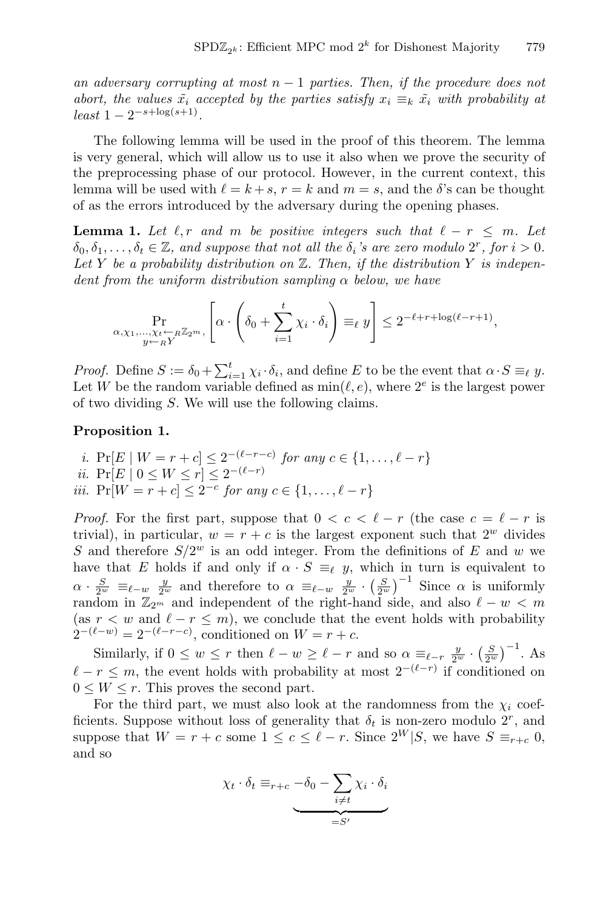*an adversary corrupting at most $n-1$ parties. Then, if the procedure does not abort, the values $\tilde{x}_i$ accepted by the parties satisfy $x_i \equiv_k \tilde{x}_i$ with probability at least $1 - 2^{-s+\log(s+1)}$.*

The following lemma will be used in the proof of this theorem. The lemma is very general, which will allow us to use it also when we prove the security of the preprocessing phase of our protocol. However, in the current context, this lemma will be used with $\ell = k+s$, $r = k$ and $m = s$, and the $\delta$'s can be thought of as the errors introduced by the adversary during the opening phases.

**Lemma 1.** *Let $\ell, r$ and $m$ be positive integers such that $\ell - r \leq m$. Let $\delta_0, \delta_1, \dots, \delta_t \in \mathbb{Z}$, and suppose that not all the $\delta_i$'s are zero modulo $2^r$, for $i > 0$. Let $Y$ be a probability distribution on $\mathbb{Z}$. Then, if the distribution $Y$ is independent from the uniform distribution sampling $\alpha$ below, we have*

$$\Pr_{\substack{\alpha, \chi_1, \dots, \chi_t \leftarrow_R \mathbb{Z}_{2^m}, \\ y \leftarrow_R Y}} \left[ \alpha \cdot \left( \delta_0 + \sum_{i=1}^{t} \chi_i \cdot \delta_i \right) \equiv_\ell y \right] \leq 2^{-\ell+r+\log(\ell-r+1)},$$

*Proof.* Define $S := \delta_0 + \sum_{i=1}^{t} \chi_i \cdot \delta_i$, and define $E$ to be the event that $\alpha \cdot S \equiv_\ell y$. Let $W$ be the random variable defined as $\min(\ell, e)$, where $2^e$ is the largest power of two dividing $S$. We will use the following claims.

**Proposition 1.**

*i.* $\Pr[E \mid W = r+c] \leq 2^{-(\ell-r-c)}$ *for any* $c \in \{1, \dots, \ell - r\}$
*ii.* $\Pr[E \mid 0 \leq W \leq r] \leq 2^{-(\ell-r)}$
*iii.* $\Pr[W = r+c] \leq 2^{-c}$ *for any* $c \in \{1, \dots, \ell - r\}$

*Proof.* For the first part, suppose that $0 < c < \ell - r$ (the case $c = \ell - r$ is trivial), in particular, $w = r + c$ is the largest exponent such that $2^w$ divides $S$ and therefore $S/2^w$ is an odd integer. From the definitions of $E$ and $w$ we have that $E$ holds if and only if $\alpha \cdot S \equiv_\ell y$, which in turn is equivalent to $\alpha \cdot \frac{S}{2^w} \equiv_{\ell-w} \frac{y}{2^w}$ and therefore to $\alpha \equiv_{\ell-w} \frac{y}{2^w} \cdot \left(\frac{S}{2^w}\right)^{-1}$ Since $\alpha$ is uniformly random in $\mathbb{Z}_{2^m}$ and independent of the right-hand side, and also $\ell - w < m$ (as $r < w$ and $\ell - r \leq m$), we conclude that the event holds with probability $2^{-(\ell-w)} = 2^{-(\ell-r-c)}$, conditioned on $W = r + c$.

Similarly, if $0 \leq w \leq r$ then $\ell - w \geq \ell - r$ and so $\alpha \equiv_{\ell-r} \frac{y}{2^w} \cdot \left(\frac{S}{2^w}\right)^{-1}$. As $\ell - r \leq m$, the event holds with probability at most $2^{-(\ell-r)}$ if conditioned on $0 \leq W \leq r$. This proves the second part.

For the third part, we must also look at the randomness from the $\chi_i$ coefficients. Suppose without loss of generality that $\delta_t$ is non-zero modulo $2^r$, and suppose that $W = r + c$ some $1 \leq c \leq \ell - r$. Since $2^W | S$, we have $S \equiv_{r+c} 0$, and so

$$\chi_t \cdot \delta_t \equiv_{r+c} \underbrace{-\delta_0 - \sum_{i \neq t} \chi_i \cdot \delta_i}_{=S'}$$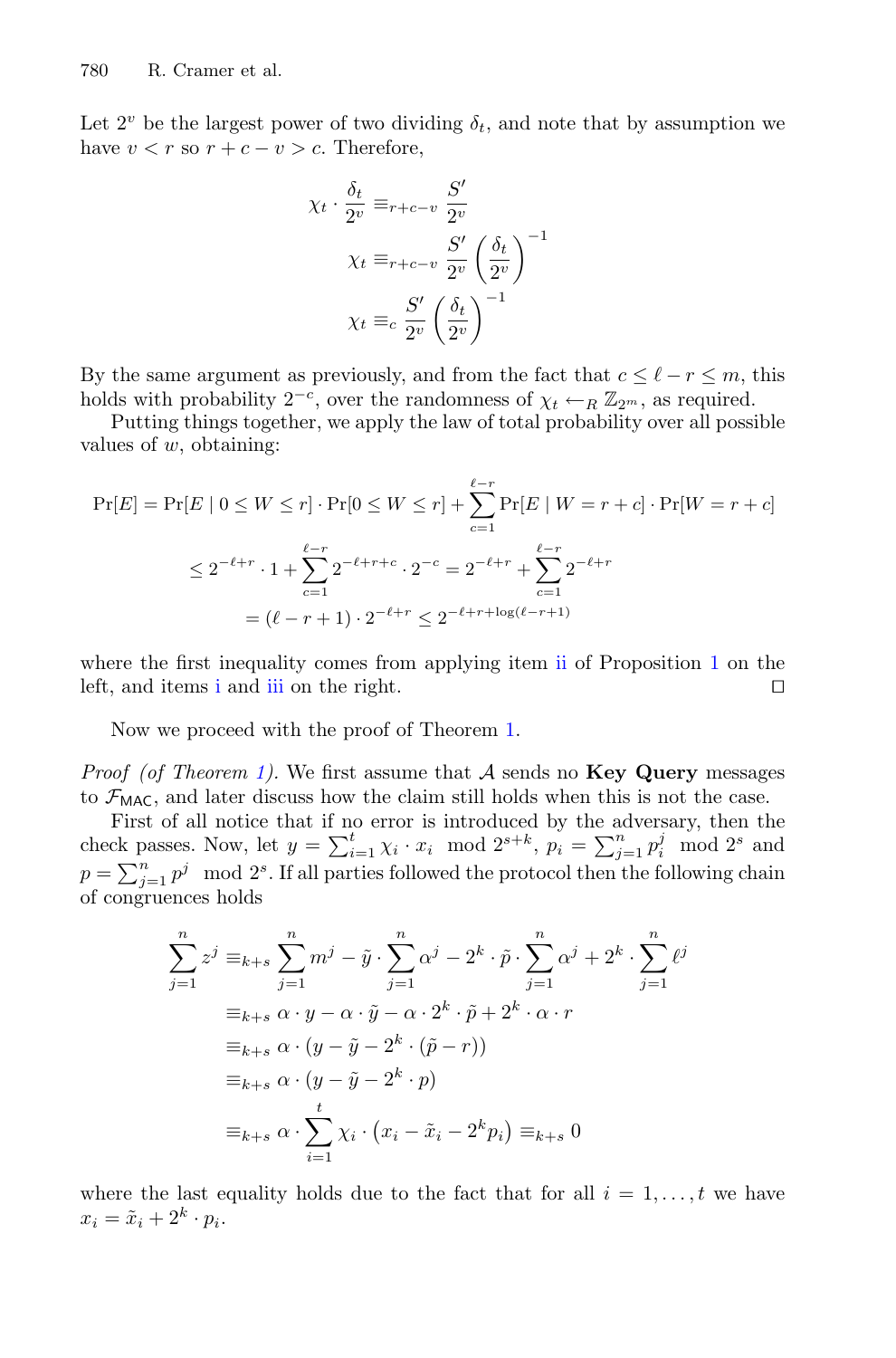Let $2^v$ be the largest power of two dividing $\delta_t$, and note that by assumption we have $v < r$ so $r + c - v > c$. Therefore,

$$\chi_t \cdot \frac{\delta_t}{2^v} \equiv_{r+c-v} \frac{S'}{2^v}$$
$$\chi_t \equiv_{r+c-v} \frac{S'}{2^v}\left(\frac{\delta_t}{2^v}\right)^{-1}$$
$$\chi_t \equiv_{c} \frac{S'}{2^v}\left(\frac{\delta_t}{2^v}\right)^{-1}$$

By the same argument as previously, and from the fact that $c \leq \ell - r \leq m$, this holds with probability $2^{-c}$, over the randomness of $\chi_t \leftarrow_R \mathbb{Z}_{2^m}$, as required.

Putting things together, we apply the law of total probability over all possible values of $w$, obtaining:

$$\begin{aligned}
\Pr[E] &= \Pr[E \mid 0 \leq W \leq r] \cdot \Pr[0 \leq W \leq r] + \sum_{c=1}^{\ell-r} \Pr[E \mid W = r + c] \cdot \Pr[W = r + c] \\
&\leq 2^{-\ell+r} \cdot 1 + \sum_{c=1}^{\ell-r} 2^{-\ell+r+c} \cdot 2^{-c} = 2^{-\ell+r} + \sum_{c=1}^{\ell-r} 2^{-\ell+r} \\
&= (\ell - r + 1) \cdot 2^{-\ell+r} \leq 2^{-\ell+r+\log(\ell-r+1)}
\end{aligned}$$

where the first inequality comes from applying item ii of Proposition 1 on the left, and items i and iii on the right. □

Now we proceed with the proof of Theorem 1.

*Proof (of Theorem 1).* We first assume that $\mathcal{A}$ sends no **Key Query** messages to $\mathcal{F}_{\mathsf{MAC}}$, and later discuss how the claim still holds when this is not the case.

First of all notice that if no error is introduced by the adversary, then the check passes. Now, let $y = \sum_{i=1}^{t} \chi_i \cdot x_i \mod 2^{s+k}$, $p_i = \sum_{j=1}^{n} p_i^j \mod 2^s$ and $p = \sum_{j=1}^{n} p^j \mod 2^s$. If all parties followed the protocol then the following chain of congruences holds

$$\begin{aligned}
\sum_{j=1}^{n} z^j &\equiv_{k+s} \sum_{j=1}^{n} m^j - \tilde{y} \cdot \sum_{j=1}^{n} \alpha^j - 2^k \cdot \tilde{p} \cdot \sum_{j=1}^{n} \alpha^j + 2^k \cdot \sum_{j=1}^{n} \ell^j \\
&\equiv_{k+s} \alpha \cdot y - \alpha \cdot \tilde{y} - \alpha \cdot 2^k \cdot \tilde{p} + 2^k \cdot \alpha \cdot r \\
&\equiv_{k+s} \alpha \cdot (y - \tilde{y} - 2^k \cdot (\tilde{p} - r)) \\
&\equiv_{k+s} \alpha \cdot (y - \tilde{y} - 2^k \cdot p) \\
&\equiv_{k+s} \alpha \cdot \sum_{i=1}^{t} \chi_i \cdot \left(x_i - \tilde{x}_i - 2^k p_i\right) \equiv_{k+s} 0
\end{aligned}$$

where the last equality holds due to the fact that for all $i = 1, \ldots, t$ we have $x_i = \tilde{x}_i + 2^k \cdot p_i$.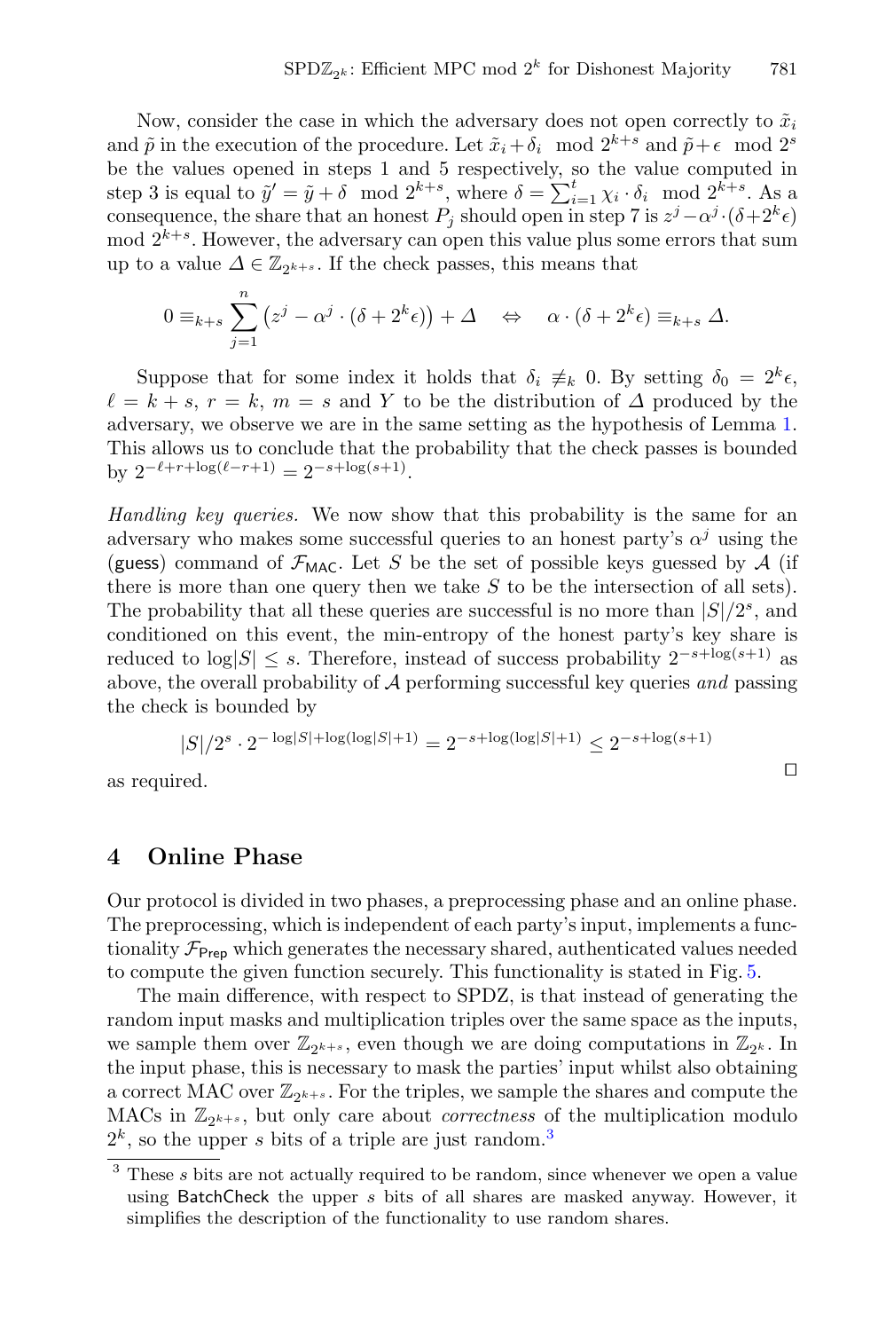Now, consider the case in which the adversary does not open correctly to $\tilde{x}_i$ and $\tilde{p}$ in the execution of the procedure. Let $\tilde{x}_i + \delta_i \mod 2^{k+s}$ and $\tilde{p} + \epsilon \mod 2^s$ be the values opened in steps 1 and 5 respectively, so the value computed in step 3 is equal to $\tilde{y}' = \tilde{y} + \delta \mod 2^{k+s}$, where $\delta = \sum_{i=1}^{t} \chi_i \cdot \delta_i \mod 2^{k+s}$. As a consequence, the share that an honest $P_j$ should open in step 7 is $z^j - \alpha^j \cdot (\delta + 2^k \epsilon) \mod 2^{k+s}$. However, the adversary can open this value plus some errors that sum up to a value $\Delta \in \mathbb{Z}_{2^{k+s}}$. If the check passes, this means that

$$0 \equiv_{k+s} \sum_{j=1}^{n} \left(z^j - \alpha^j \cdot (\delta + 2^k \epsilon)\right) + \Delta \quad \Leftrightarrow \quad \alpha \cdot (\delta + 2^k \epsilon) \equiv_{k+s} \Delta.$$

Suppose that for some index it holds that $\delta_i \not\equiv_k 0$. By setting $\delta_0 = 2^k \epsilon$, $\ell = k + s$, $r = k$, $m = s$ and $Y$ to be the distribution of $\Delta$ produced by the adversary, we observe we are in the same setting as the hypothesis of Lemma 1. This allows us to conclude that the probability that the check passes is bounded by $2^{-\ell + r + \log(\ell - r + 1)} = 2^{-s + \log(s+1)}$.

*Handling key queries.* We now show that this probability is the same for an adversary who makes some successful queries to an honest party's $\alpha^j$ using the (guess) command of $\mathcal{F}_{\mathsf{MAC}}$. Let $S$ be the set of possible keys guessed by $\mathcal{A}$ (if there is more than one query then we take $S$ to be the intersection of all sets). The probability that all these queries are successful is no more than $|S|/2^s$, and conditioned on this event, the min-entropy of the honest party's key share is reduced to $\log|S| \leq s$. Therefore, instead of success probability $2^{-s+\log(s+1)}$ as above, the overall probability of $\mathcal{A}$ performing successful key queries *and* passing the check is bounded by

$$|S|/2^s \cdot 2^{-\log|S| + \log(\log|S|+1)} = 2^{-s + \log(\log|S|+1)} \leq 2^{-s+\log(s+1)}$$

as required. □

## 4 Online Phase

Our protocol is divided in two phases, a preprocessing phase and an online phase. The preprocessing, which is independent of each party's input, implements a functionality $\mathcal{F}_{\mathsf{Prep}}$ which generates the necessary shared, authenticated values needed to compute the given function securely. This functionality is stated in Fig. 5.

The main difference, with respect to SPDZ, is that instead of generating the random input masks and multiplication triples over the same space as the inputs, we sample them over $\mathbb{Z}_{2^{k+s}}$, even though we are doing computations in $\mathbb{Z}_{2^k}$. In the input phase, this is necessary to mask the parties' input whilst also obtaining a correct MAC over $\mathbb{Z}_{2^{k+s}}$. For the triples, we sample the shares and compute the MACs in $\mathbb{Z}_{2^{k+s}}$, but only care about *correctness* of the multiplication modulo $2^k$, so the upper $s$ bits of a triple are just random.[3]

[3] These $s$ bits are not actually required to be random, since whenever we open a value using BatchCheck the upper $s$ bits of all shares are masked anyway. However, it simplifies the description of the functionality to use random shares.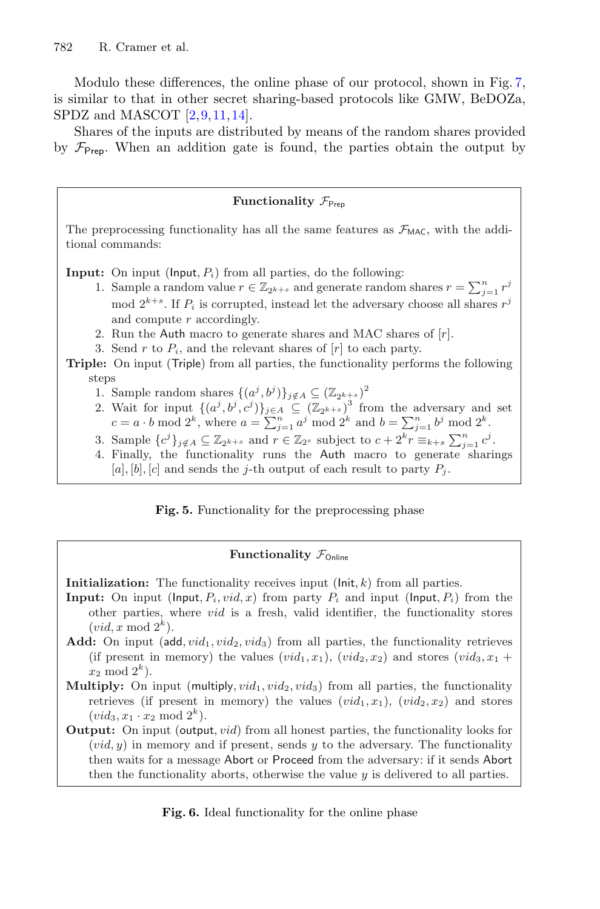Modulo these differences, the online phase of our protocol, shown in Fig. 7, is similar to that in other secret sharing-based protocols like GMW, BeDOZa, SPDZ and MASCOT [2,9,11,14].

Shares of the inputs are distributed by means of the random shares provided by $\mathcal{F}_{\mathsf{Prep}}$. When an addition gate is found, the parties obtain the output by

**Functionality $\mathcal{F}_{\mathsf{Prep}}$**

The preprocessing functionality has all the same features as $\mathcal{F}_{\mathsf{MAC}}$, with the additional commands:

**Input:** On input ($\mathsf{Input}, P_i$) from all parties, do the following:

1. Sample a random value $r \in \mathbb{Z}_{2^{k+s}}$ and generate random shares $r = \sum_{j=1}^{n} r^j \bmod 2^{k+s}$. If $P_i$ is corrupted, instead let the adversary choose all shares $r^j$ and compute $r$ accordingly.
2. Run the $\mathsf{Auth}$ macro to generate shares and MAC shares of $[r]$.
3. Send $r$ to $P_i$, and the relevant shares of $[r]$ to each party.

**Triple:** On input ($\mathsf{Triple}$) from all parties, the functionality performs the following steps

1. Sample random shares $\{(a^j, b^j)\}_{j \notin A} \subseteq (\mathbb{Z}_{2^{k+s}})^2$
2. Wait for input $\{(a^j, b^j, c^j)\}_{j \in A} \subseteq (\mathbb{Z}_{2^{k+s}})^3$ from the adversary and set $c = a \cdot b \bmod 2^k$, where $a = \sum_{j=1}^{n} a^j \bmod 2^k$ and $b = \sum_{j=1}^{n} b^j \bmod 2^k$.
3. Sample $\{c^j\}_{j \notin A} \subseteq \mathbb{Z}_{2^{k+s}}$ and $r \in \mathbb{Z}_{2^s}$ subject to $c + 2^k r \equiv_{k+s} \sum_{j=1}^{n} c^j$.
4. Finally, the functionality runs the $\mathsf{Auth}$ macro to generate sharings $[a], [b], [c]$ and sends the $j$-th output of each result to party $P_j$.

**Fig. 5.** Functionality for the preprocessing phase

**Functionality $\mathcal{F}_{\mathsf{Online}}$**

**Initialization:** The functionality receives input ($\mathsf{Init}, k$) from all parties.

**Input:** On input ($\mathsf{Input}, P_i, vid, x$) from party $P_i$ and input ($\mathsf{Input}, P_i$) from the other parties, where $vid$ is a fresh, valid identifier, the functionality stores $(vid, x \bmod 2^k)$.

**Add:** On input ($\mathsf{add}, vid_1, vid_2, vid_3$) from all parties, the functionality retrieves (if present in memory) the values $(vid_1, x_1)$, $(vid_2, x_2)$ and stores $(vid_3, x_1 + x_2 \bmod 2^k)$.

**Multiply:** On input ($\mathsf{multiply}, vid_1, vid_2, vid_3$) from all parties, the functionality retrieves (if present in memory) the values $(vid_1, x_1)$, $(vid_2, x_2)$ and stores $(vid_3, x_1 \cdot x_2 \bmod 2^k)$.

**Output:** On input ($\mathsf{output}, vid$) from all honest parties, the functionality looks for $(vid, y)$ in memory and if present, sends $y$ to the adversary. The functionality then waits for a message $\mathsf{Abort}$ or $\mathsf{Proceed}$ from the adversary: if it sends $\mathsf{Abort}$ then the functionality aborts, otherwise the value $y$ is delivered to all parties.

**Fig. 6.** Ideal functionality for the online phase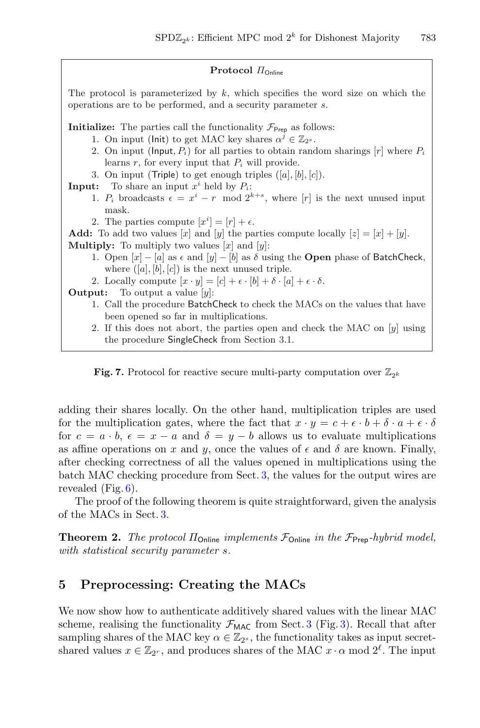**Protocol $\Pi_{\mathsf{Online}}$**

The protocol is parameterized by $k$, which specifies the word size on which the operations are to be performed, and a security parameter $s$.

**Initialize:** The parties call the functionality $\mathcal{F}_{\mathsf{Prep}}$ as follows:

1. On input (Init) to get MAC key shares $\alpha^j \in \mathbb{Z}_{2^s}$.
2. On input (Input, $P_i$) for all parties to obtain random sharings $[r]$ where $P_i$ learns $r$, for every input that $P_i$ will provide.
3. On input (Triple) to get enough triples $([a], [b], [c])$.

**Input:** To share an input $x^i$ held by $P_i$:

1. $P_i$ broadcasts $\epsilon = x^i - r \mod 2^{k+s}$, where $[r]$ is the next unused input mask.
2. The parties compute $[x^i] = [r] + \epsilon$.

**Add:** To add two values $[x]$ and $[y]$ the parties compute locally $[z] = [x] + [y]$.

**Multiply:** To multiply two values $[x]$ and $[y]$:

1. Open $[x] - [a]$ as $\epsilon$ and $[y] - [b]$ as $\delta$ using the **Open** phase of BatchCheck, where $([a], [b], [c])$ is the next unused triple.
2. Locally compute $[x \cdot y] = [c] + \epsilon \cdot [b] + \delta \cdot [a] + \epsilon \cdot \delta$.

**Output:** To output a value $[y]$:

1. Call the procedure BatchCheck to check the MACs on the values that have been opened so far in multiplications.
2. If this does not abort, the parties open and check the MAC on $[y]$ using the procedure SingleCheck from Section 3.1.

**Fig. 7.** Protocol for reactive secure multi-party computation over $\mathbb{Z}_{2^k}$

adding their shares locally. On the other hand, multiplication triples are used for the multiplication gates, where the fact that $x \cdot y = c + \epsilon \cdot b + \delta \cdot a + \epsilon \cdot \delta$ for $c = a \cdot b$, $\epsilon = x - a$ and $\delta = y - b$ allows us to evaluate multiplications as affine operations on $x$ and $y$, once the values of $\epsilon$ and $\delta$ are known. Finally, after checking correctness of all the values opened in multiplications using the batch MAC checking procedure from Sect. 3, the values for the output wires are revealed (Fig. 6).

The proof of the following theorem is quite straightforward, given the analysis of the MACs in Sect. 3.

**Theorem 2.** *The protocol $\Pi_{\mathsf{Online}}$ implements $\mathcal{F}_{\mathsf{Online}}$ in the $\mathcal{F}_{\mathsf{Prep}}$-hybrid model, with statistical security parameter $s$.*

## 5 Preprocessing: Creating the MACs

We now show how to authenticate additively shared values with the linear MAC scheme, realising the functionality $\mathcal{F}_{\mathsf{MAC}}$ from Sect. 3 (Fig. 3). Recall that after sampling shares of the MAC key $\alpha \in \mathbb{Z}_{2^s}$, the functionality takes as input secret-shared values $x \in \mathbb{Z}_{2^r}$, and produces shares of the MAC $x \cdot \alpha \mod 2^\ell$. The input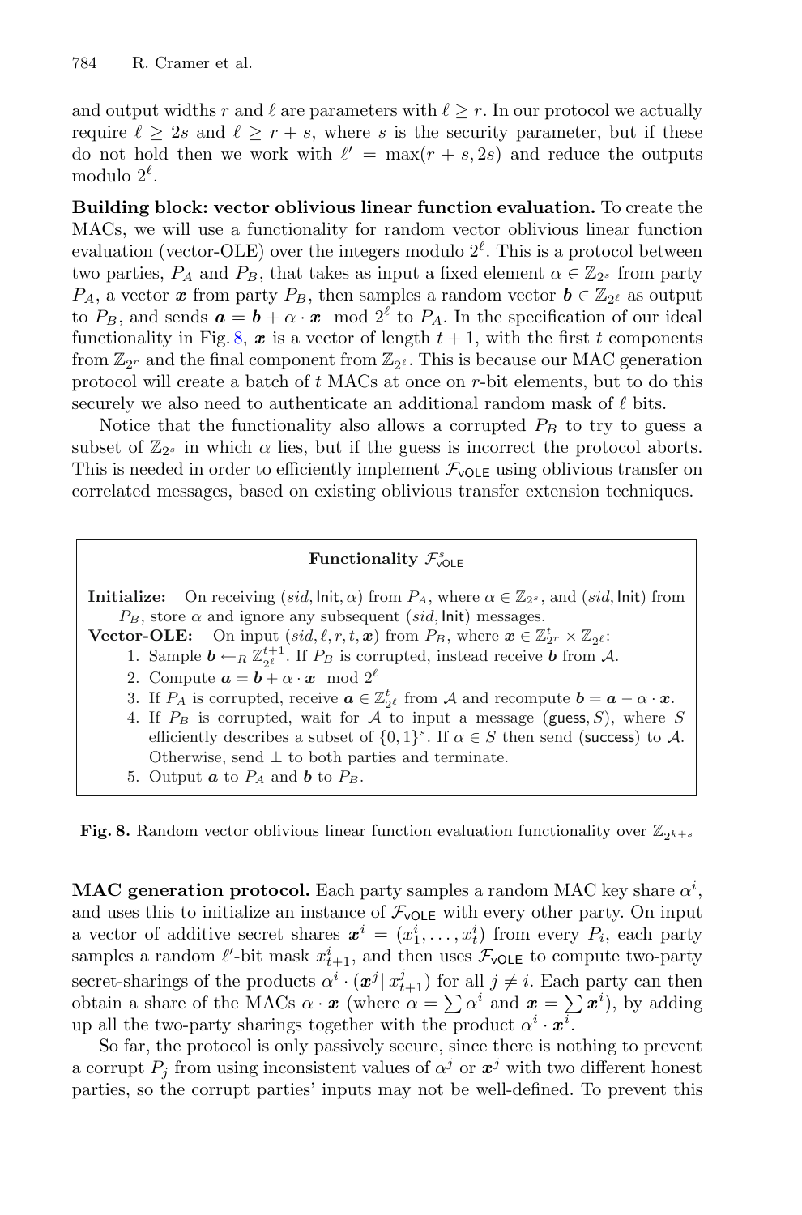and output widths $r$ and $\ell$ are parameters with $\ell \geq r$. In our protocol we actually require $\ell \geq 2s$ and $\ell \geq r + s$, where $s$ is the security parameter, but if these do not hold then we work with $\ell' = \max(r + s, 2s)$ and reduce the outputs modulo $2^\ell$.

**Building block: vector oblivious linear function evaluation.** To create the MACs, we will use a functionality for random vector oblivious linear function evaluation (vector-OLE) over the integers modulo $2^\ell$. This is a protocol between two parties, $P_A$ and $P_B$, that takes as input a fixed element $\alpha \in \mathbb{Z}_{2^s}$ from party $P_A$, a vector $\boldsymbol{x}$ from party $P_B$, then samples a random vector $\boldsymbol{b} \in \mathbb{Z}_{2^\ell}$ as output to $P_B$, and sends $\boldsymbol{a} = \boldsymbol{b} + \alpha \cdot \boldsymbol{x} \mod 2^\ell$ to $P_A$. In the specification of our ideal functionality in Fig. 8, $\boldsymbol{x}$ is a vector of length $t + 1$, with the first $t$ components from $\mathbb{Z}_{2^r}$ and the final component from $\mathbb{Z}_{2^\ell}$. This is because our MAC generation protocol will create a batch of $t$ MACs at once on $r$-bit elements, but to do this securely we also need to authenticate an additional random mask of $\ell$ bits.

Notice that the functionality also allows a corrupted $P_B$ to try to guess a subset of $\mathbb{Z}_{2^s}$ in which $\alpha$ lies, but if the guess is incorrect the protocol aborts. This is needed in order to efficiently implement $\mathcal{F}_{\mathsf{vOLE}}$ using oblivious transfer on correlated messages, based on existing oblivious transfer extension techniques.

---

**Functionality $\mathcal{F}^s_{\mathsf{vOLE}}$**

**Initialize:** On receiving $(sid, \mathsf{Init}, \alpha)$ from $P_A$, where $\alpha \in \mathbb{Z}_{2^s}$, and $(sid, \mathsf{Init})$ from $P_B$, store $\alpha$ and ignore any subsequent $(sid, \mathsf{Init})$ messages.

**Vector-OLE:** On input $(sid, \ell, r, t, \boldsymbol{x})$ from $P_B$, where $\boldsymbol{x} \in \mathbb{Z}^t_{2^r} \times \mathbb{Z}_{2^\ell}$:

1. Sample $\boldsymbol{b} \leftarrow_R \mathbb{Z}^{t+1}_{2^\ell}$. If $P_B$ is corrupted, instead receive $\boldsymbol{b}$ from $\mathcal{A}$.
2. Compute $\boldsymbol{a} = \boldsymbol{b} + \alpha \cdot \boldsymbol{x} \mod 2^\ell$
3. If $P_A$ is corrupted, receive $\boldsymbol{a} \in \mathbb{Z}^t_{2^\ell}$ from $\mathcal{A}$ and recompute $\boldsymbol{b} = \boldsymbol{a} - \alpha \cdot \boldsymbol{x}$.
4. If $P_B$ is corrupted, wait for $\mathcal{A}$ to input a message $(\mathsf{guess}, S)$, where $S$ efficiently describes a subset of $\{0, 1\}^s$. If $\alpha \in S$ then send $(\mathsf{success})$ to $\mathcal{A}$. Otherwise, send $\perp$ to both parties and terminate.
5. Output $\boldsymbol{a}$ to $P_A$ and $\boldsymbol{b}$ to $P_B$.

---

**Fig. 8.** Random vector oblivious linear function evaluation functionality over $\mathbb{Z}_{2^{k+s}}$

**MAC generation protocol.** Each party samples a random MAC key share $\alpha^i$, and uses this to initialize an instance of $\mathcal{F}_{\mathsf{vOLE}}$ with every other party. On input a vector of additive secret shares $\boldsymbol{x}^i = (x^i_1, \ldots, x^i_t)$ from every $P_i$, each party samples a random $\ell'$-bit mask $x^i_{t+1}$, and then uses $\mathcal{F}_{\mathsf{vOLE}}$ to compute two-party secret-sharings of the products $\alpha^i \cdot (\boldsymbol{x}^j \| x^j_{t+1})$ for all $j \neq i$. Each party can then obtain a share of the MACs $\alpha \cdot \boldsymbol{x}$ (where $\alpha = \sum \alpha^i$ and $\boldsymbol{x} = \sum \boldsymbol{x}^i$), by adding up all the two-party sharings together with the product $\alpha^i \cdot \boldsymbol{x}^i$.

So far, the protocol is only passively secure, since there is nothing to prevent a corrupt $P_j$ from using inconsistent values of $\alpha^j$ or $\boldsymbol{x}^j$ with two different honest parties, so the corrupt parties' inputs may not be well-defined. To prevent this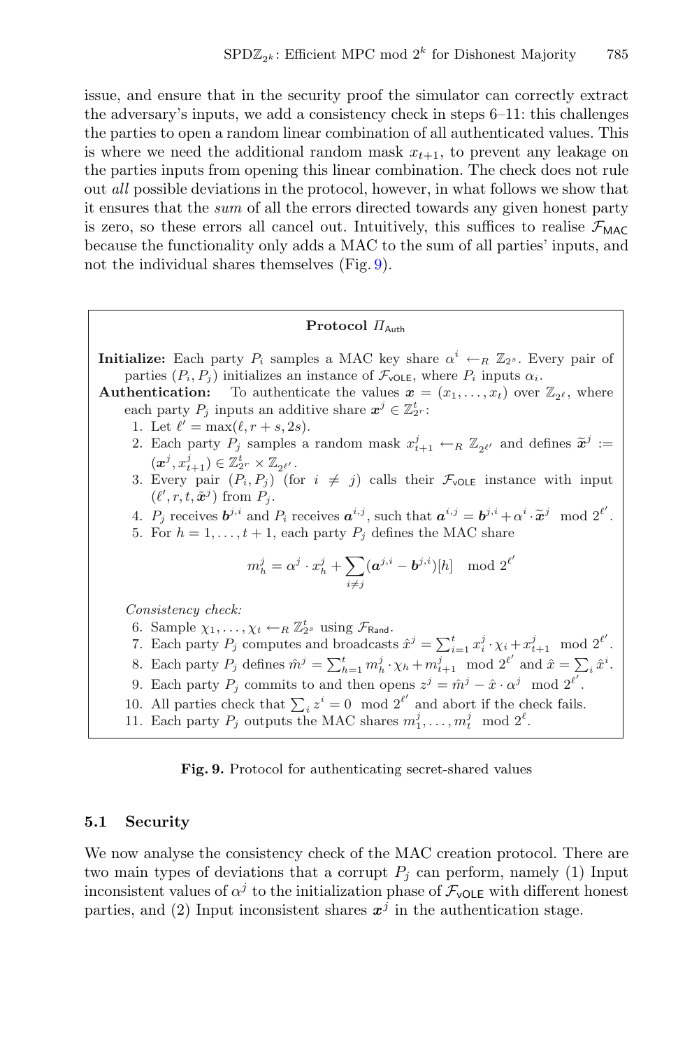issue, and ensure that in the security proof the simulator can correctly extract the adversary's inputs, we add a consistency check in steps 6–11: this challenges the parties to open a random linear combination of all authenticated values. This is where we need the additional random mask $x_{t+1}$, to prevent any leakage on the parties inputs from opening this linear combination. The check does not rule out *all* possible deviations in the protocol, however, in what follows we show that it ensures that the *sum* of all the errors directed towards any given honest party is zero, so these errors all cancel out. Intuitively, this suffices to realise $\mathcal{F}_{\mathsf{MAC}}$ because the functionality only adds a MAC to the sum of all parties' inputs, and not the individual shares themselves (Fig. 9).

---

**Protocol $\Pi_{\mathsf{Auth}}$**

**Initialize:** Each party $P_i$ samples a MAC key share $\alpha^i \leftarrow_R \mathbb{Z}_{2^s}$. Every pair of parties $(P_i, P_j)$ initializes an instance of $\mathcal{F}_{\mathsf{vOLE}}$, where $P_i$ inputs $\alpha_i$.

**Authentication:** To authenticate the values $\boldsymbol{x} = (x_1, \ldots, x_t)$ over $\mathbb{Z}_{2^\ell}$, where each party $P_j$ inputs an additive share $\boldsymbol{x}^j \in \mathbb{Z}_{2^r}^t$:

1. Let $\ell' = \max(\ell, r + s, 2s)$.
2. Each party $P_j$ samples a random mask $x_{t+1}^j \leftarrow_R \mathbb{Z}_{2^{\ell'}}$ and defines $\widetilde{\boldsymbol{x}}^j := (\boldsymbol{x}^j, x_{t+1}^j) \in \mathbb{Z}_{2^r}^t \times \mathbb{Z}_{2^{\ell'}}$.
3. Every pair $(P_i, P_j)$ (for $i \neq j$) calls their $\mathcal{F}_{\mathsf{vOLE}}$ instance with input $(\ell', r, t, \tilde{\boldsymbol{x}}^j)$ from $P_j$.
4. $P_j$ receives $\boldsymbol{b}^{j,i}$ and $P_i$ receives $\boldsymbol{a}^{i,j}$, such that $\boldsymbol{a}^{i,j} = \boldsymbol{b}^{j,i} + \alpha^i \cdot \widetilde{\boldsymbol{x}}^j \mod 2^{\ell'}$.
5. For $h = 1, \ldots, t+1$, each party $P_j$ defines the MAC share
$$m_h^j = \alpha^j \cdot x_h^j + \sum_{i \neq j} (\boldsymbol{a}^{j,i} - \boldsymbol{b}^{j,i})[h] \mod 2^{\ell'}$$

*Consistency check:*

6. Sample $\chi_1, \ldots, \chi_t \leftarrow_R \mathbb{Z}_{2^s}^t$ using $\mathcal{F}_{\mathsf{Rand}}$.
7. Each party $P_j$ computes and broadcasts $\hat{x}^j = \sum_{i=1}^t x_i^j \cdot \chi_i + x_{t+1}^j \mod 2^{\ell'}$.
8. Each party $P_j$ defines $\hat{m}^j = \sum_{h=1}^t m_h^j \cdot \chi_h + m_{t+1}^j \mod 2^{\ell'}$ and $\hat{x} = \sum_i \hat{x}^i$.
9. Each party $P_j$ commits to and then opens $z^j = \hat{m}^j - \hat{x} \cdot \alpha^j \mod 2^{\ell'}$.
10. All parties check that $\sum_i z^i = 0 \mod 2^{\ell'}$ and abort if the check fails.
11. Each party $P_j$ outputs the MAC shares $m_1^j, \ldots, m_t^j \mod 2^\ell$.

---

**Fig. 9.** Protocol for authenticating secret-shared values

### 5.1 Security

We now analyse the consistency check of the MAC creation protocol. There are two main types of deviations that a corrupt $P_j$ can perform, namely (1) Input inconsistent values of $\alpha^j$ to the initialization phase of $\mathcal{F}_{\mathsf{vOLE}}$ with different honest parties, and (2) Input inconsistent shares $\boldsymbol{x}^j$ in the authentication stage.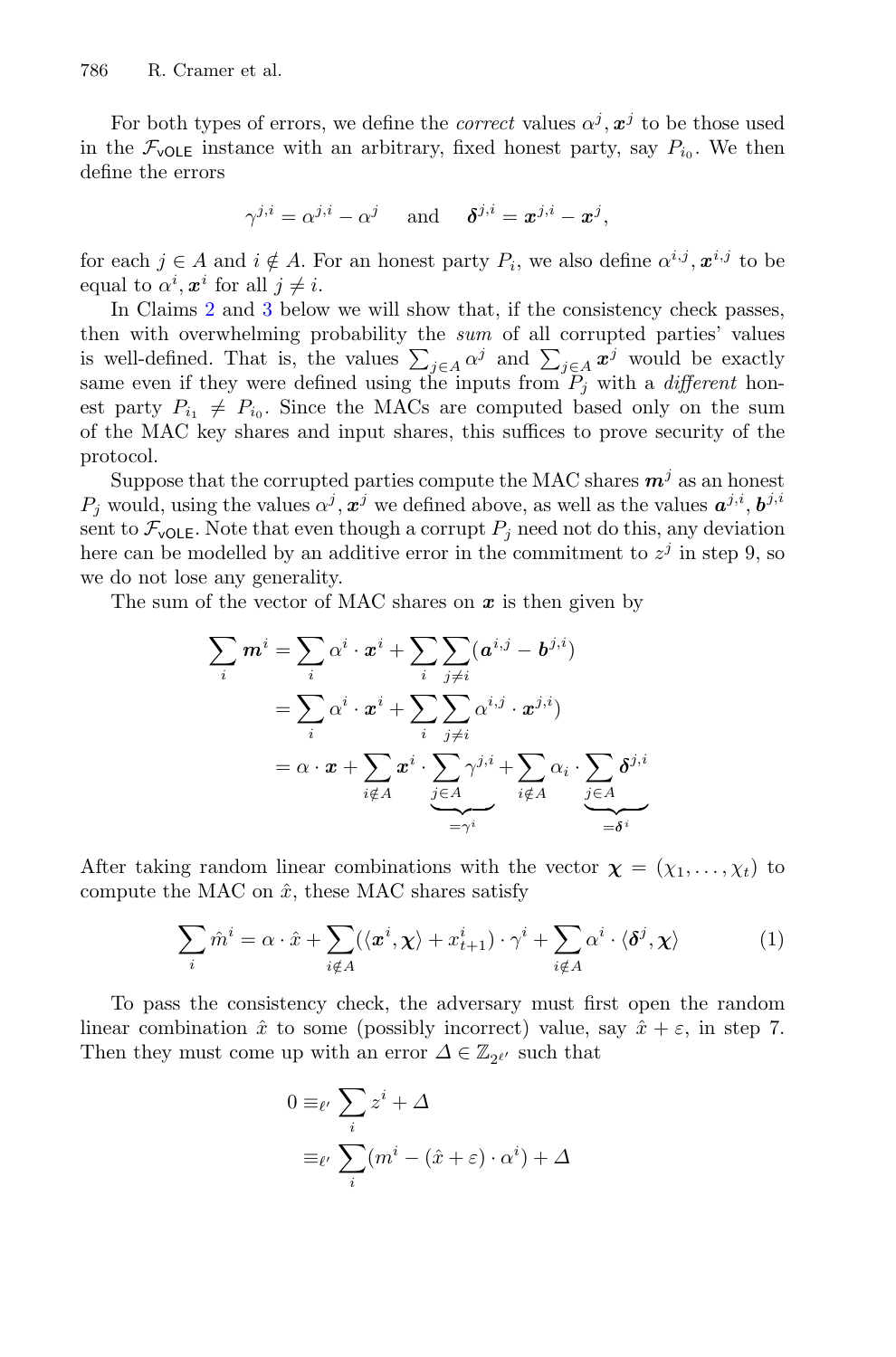For both types of errors, we define the *correct* values $\alpha^j, \boldsymbol{x}^j$ to be those used in the $\mathcal{F}_{\mathsf{vOLE}}$ instance with an arbitrary, fixed honest party, say $P_{i_0}$. We then define the errors

$$\gamma^{j,i} = \alpha^{j,i} - \alpha^j \quad \text{and} \quad \boldsymbol{\delta}^{j,i} = \boldsymbol{x}^{j,i} - \boldsymbol{x}^j,$$

for each $j \in A$ and $i \notin A$. For an honest party $P_i$, we also define $\alpha^{i,j}, \boldsymbol{x}^{i,j}$ to be equal to $\alpha^i, \boldsymbol{x}^i$ for all $j \neq i$.

In Claims 2 and 3 below we will show that, if the consistency check passes, then with overwhelming probability the *sum* of all corrupted parties' values is well-defined. That is, the values $\sum_{j \in A} \alpha^j$ and $\sum_{j \in A} \boldsymbol{x}^j$ would be exactly same even if they were defined using the inputs from $P_j$ with a *different* honest party $P_{i_1} \neq P_{i_0}$. Since the MACs are computed based only on the sum of the MAC key shares and input shares, this suffices to prove security of the protocol.

Suppose that the corrupted parties compute the MAC shares $\boldsymbol{m}^j$ as an honest $P_j$ would, using the values $\alpha^j, \boldsymbol{x}^j$ we defined above, as well as the values $\boldsymbol{a}^{j,i}, \boldsymbol{b}^{j,i}$ sent to $\mathcal{F}_{\mathsf{vOLE}}$. Note that even though a corrupt $P_j$ need not do this, any deviation here can be modelled by an additive error in the commitment to $z^j$ in step 9, so we do not lose any generality.

The sum of the vector of MAC shares on $\boldsymbol{x}$ is then given by

$$\begin{aligned}
\sum_i \boldsymbol{m}^i &= \sum_i \alpha^i \cdot \boldsymbol{x}^i + \sum_i \sum_{j \neq i} (\boldsymbol{a}^{i,j} - \boldsymbol{b}^{j,i}) \\
&= \sum_i \alpha^i \cdot \boldsymbol{x}^i + \sum_i \sum_{j \neq i} \alpha^{i,j} \cdot \boldsymbol{x}^{j,i}) \\
&= \alpha \cdot \boldsymbol{x} + \sum_{i \notin A} \boldsymbol{x}^i \cdot \underbrace{\sum_{j \in A} \gamma^{j,i}}_{=\gamma^i} + \sum_{i \notin A} \alpha_i \cdot \underbrace{\sum_{j \in A} \boldsymbol{\delta}^{j,i}}_{=\boldsymbol{\delta}^i}
\end{aligned}$$

After taking random linear combinations with the vector $\boldsymbol{\chi} = (\chi_1, \ldots, \chi_t)$ to compute the MAC on $\hat{x}$, these MAC shares satisfy

$$\sum_i \hat{m}^i = \alpha \cdot \hat{x} + \sum_{i \notin A} (\langle \boldsymbol{x}^i, \boldsymbol{\chi} \rangle + x^i_{t+1}) \cdot \gamma^i + \sum_{i \notin A} \alpha^i \cdot \langle \boldsymbol{\delta}^j, \boldsymbol{\chi} \rangle \tag{1}$$

To pass the consistency check, the adversary must first open the random linear combination $\hat{x}$ to some (possibly incorrect) value, say $\hat{x} + \varepsilon$, in step 7. Then they must come up with an error $\Delta \in \mathbb{Z}_{2^{\ell'}}$ such that

$$\begin{aligned}
0 &\equiv_{\ell'} \sum_i z^i + \Delta \\
&\equiv_{\ell'} \sum_i (m^i - (\hat{x} + \varepsilon) \cdot \alpha^i) + \Delta
\end{aligned}$$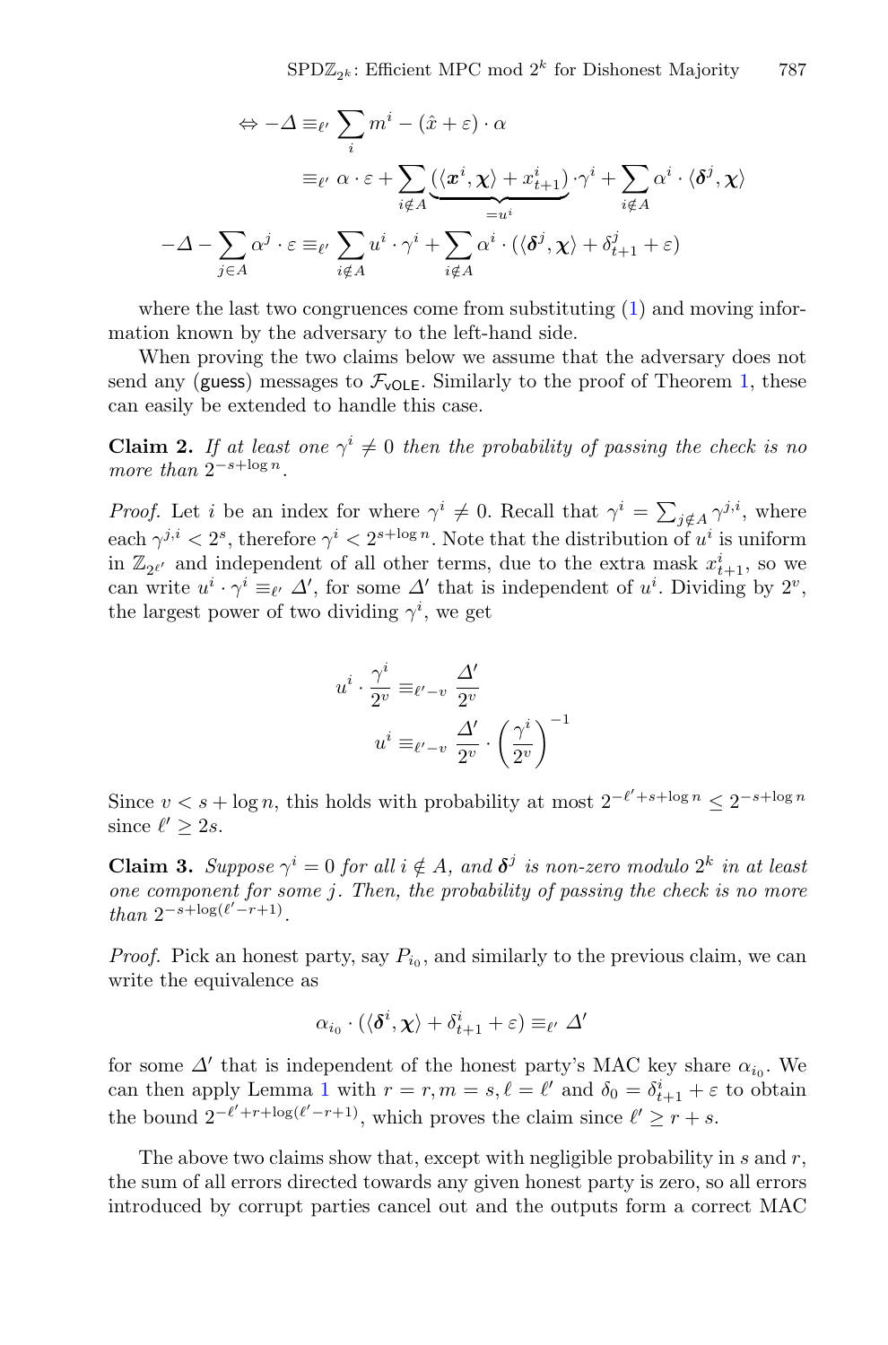$$
\begin{aligned}
\Leftrightarrow -\Delta &\equiv_{\ell'} \sum_i m^i - (\hat{x} + \varepsilon) \cdot \alpha \\
&\equiv_{\ell'} \alpha \cdot \varepsilon + \sum_{i \notin A} \underbrace{(\langle \boldsymbol{x}^i, \boldsymbol{\chi} \rangle + x^i_{t+1})}_{=u^i} \cdot \gamma^i + \sum_{i \notin A} \alpha^i \cdot \langle \boldsymbol{\delta}^j, \boldsymbol{\chi} \rangle \\
-\Delta - \sum_{j \in A} \alpha^j \cdot \varepsilon &\equiv_{\ell'} \sum_{i \notin A} u^i \cdot \gamma^i + \sum_{i \notin A} \alpha^i \cdot (\langle \boldsymbol{\delta}^j, \boldsymbol{\chi} \rangle + \delta^j_{t+1} + \varepsilon)
\end{aligned}
$$

where the last two congruences come from substituting (1) and moving information known by the adversary to the left-hand side.

When proving the two claims below we assume that the adversary does not send any (guess) messages to $\mathcal{F}_{\mathsf{vOLE}}$. Similarly to the proof of Theorem 1, these can easily be extended to handle this case.

**Claim 2.** *If at least one $\gamma^i \neq 0$ then the probability of passing the check is no more than $2^{-s+\log n}$.*

*Proof.* Let $i$ be an index for where $\gamma^i \neq 0$. Recall that $\gamma^i = \sum_{j \notin A} \gamma^{j,i}$, where each $\gamma^{j,i} < 2^s$, therefore $\gamma^i < 2^{s+\log n}$. Note that the distribution of $u^i$ is uniform in $\mathbb{Z}_{2^{\ell'}}$ and independent of all other terms, due to the extra mask $x^i_{t+1}$, so we can write $u^i \cdot \gamma^i \equiv_{\ell'} \Delta'$, for some $\Delta'$ that is independent of $u^i$. Dividing by $2^v$, the largest power of two dividing $\gamma^i$, we get

$$
\begin{aligned}
u^i \cdot \frac{\gamma^i}{2^v} &\equiv_{\ell' - v} \frac{\Delta'}{2^v} \\
u^i &\equiv_{\ell' - v} \frac{\Delta'}{2^v} \cdot \left(\frac{\gamma^i}{2^v}\right)^{-1}
\end{aligned}
$$

Since $v < s + \log n$, this holds with probability at most $2^{-\ell'+s+\log n} \leq 2^{-s+\log n}$ since $\ell' \geq 2s$.

**Claim 3.** *Suppose $\gamma^i = 0$ for all $i \notin A$, and $\boldsymbol{\delta}^j$ is non-zero modulo $2^k$ in at least one component for some $j$. Then, the probability of passing the check is no more than $2^{-s+\log(\ell'-r+1)}$.*

*Proof.* Pick an honest party, say $P_{i_0}$, and similarly to the previous claim, we can write the equivalence as

$$
\alpha_{i_0} \cdot (\langle \boldsymbol{\delta}^i, \boldsymbol{\chi} \rangle + \delta^i_{t+1} + \varepsilon) \equiv_{\ell'} \Delta'
$$

for some $\Delta'$ that is independent of the honest party's MAC key share $\alpha_{i_0}$. We can then apply Lemma 1 with $r = r, m = s, \ell = \ell'$ and $\delta_0 = \delta^i_{t+1} + \varepsilon$ to obtain the bound $2^{-\ell'+r+\log(\ell'-r+1)}$, which proves the claim since $\ell' \geq r + s$.

The above two claims show that, except with negligible probability in $s$ and $r$, the sum of all errors directed towards any given honest party is zero, so all errors introduced by corrupt parties cancel out and the outputs form a correct MAC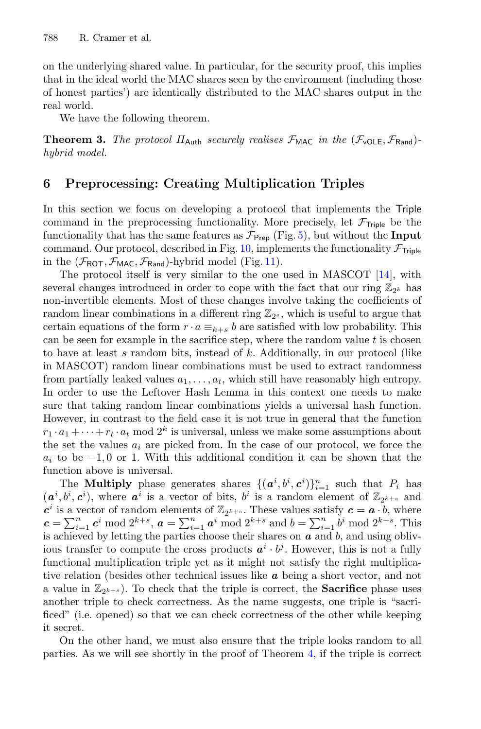on the underlying shared value. In particular, for the security proof, this implies that in the ideal world the MAC shares seen by the environment (including those of honest parties') are identically distributed to the MAC shares output in the real world.

We have the following theorem.

**Theorem 3.** *The protocol $\Pi_{\mathsf{Auth}}$ securely realises $\mathcal{F}_{\mathsf{MAC}}$ in the $(\mathcal{F}_{\mathsf{vOLE}}, \mathcal{F}_{\mathsf{Rand}})$-hybrid model.*

## 6 Preprocessing: Creating Multiplication Triples

In this section we focus on developing a protocol that implements the $\mathsf{Triple}$ command in the preprocessing functionality. More precisely, let $\mathcal{F}_{\mathsf{Triple}}$ be the functionality that has the same features as $\mathcal{F}_{\mathsf{Prep}}$ (Fig. 5), but without the **Input** command. Our protocol, described in Fig. 10, implements the functionality $\mathcal{F}_{\mathsf{Triple}}$ in the $(\mathcal{F}_{\mathsf{ROT}}, \mathcal{F}_{\mathsf{MAC}}, \mathcal{F}_{\mathsf{Rand}})$-hybrid model (Fig. 11).

The protocol itself is very similar to the one used in MASCOT [14], with several changes introduced in order to cope with the fact that our ring $\mathbb{Z}_{2^k}$ has non-invertible elements. Most of these changes involve taking the coefficients of random linear combinations in a different ring $\mathbb{Z}_{2^s}$, which is useful to argue that certain equations of the form $r \cdot a \equiv_{k+s} b$ are satisfied with low probability. This can be seen for example in the sacrifice step, where the random value $t$ is chosen to have at least $s$ random bits, instead of $k$. Additionally, in our protocol (like in MASCOT) random linear combinations must be used to extract randomness from partially leaked values $a_1, \dots, a_t$, which still have reasonably high entropy. In order to use the Leftover Hash Lemma in this context one needs to make sure that taking random linear combinations yields a universal hash function. However, in contrast to the field case it is not true in general that the function $r_1 \cdot a_1 + \dots + r_t \cdot a_t \bmod 2^k$ is universal, unless we make some assumptions about the set the values $a_i$ are picked from. In the case of our protocol, we force the $a_i$ to be $-1, 0$ or $1$. With this additional condition it can be shown that the function above is universal.

The **Multiply** phase generates shares $\{(\boldsymbol{a}^i, b^i, \boldsymbol{c}^i)\}_{i=1}^n$ such that $P_i$ has $(\boldsymbol{a}^i, b^i, \boldsymbol{c}^i)$, where $\boldsymbol{a}^i$ is a vector of bits, $b^i$ is a random element of $\mathbb{Z}_{2^{k+s}}$ and $\boldsymbol{c}^i$ is a vector of random elements of $\mathbb{Z}_{2^{k+s}}$. These values satisfy $\boldsymbol{c} = \boldsymbol{a} \cdot b$, where $\boldsymbol{c} = \sum_{i=1}^n \boldsymbol{c}^i \bmod 2^{k+s}$, $\boldsymbol{a} = \sum_{i=1}^n \boldsymbol{a}^i \bmod 2^{k+s}$ and $b = \sum_{i=1}^n b^i \bmod 2^{k+s}$. This is achieved by letting the parties choose their shares on $\boldsymbol{a}$ and $b$, and using oblivious transfer to compute the cross products $\boldsymbol{a}^i \cdot b^j$. However, this is not a fully functional multiplication triple yet as it might not satisfy the right multiplicative relation (besides other technical issues like $\boldsymbol{a}$ being a short vector, and not a value in $\mathbb{Z}_{2^{k+s}}$). To check that the triple is correct, the **Sacrifice** phase uses another triple to check correctness. As the name suggests, one triple is "sacrificed" (i.e. opened) so that we can check correctness of the other while keeping it secret.

On the other hand, we must also ensure that the triple looks random to all parties. As we will see shortly in the proof of Theorem 4, if the triple is correct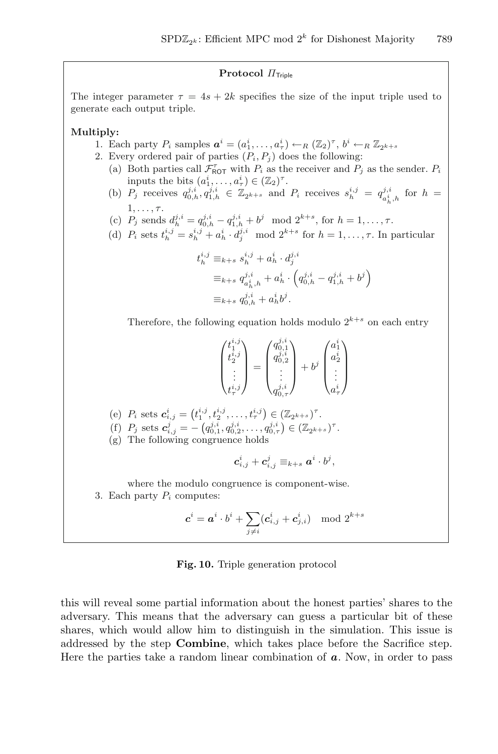**Protocol $\Pi_{\mathsf{Triple}}$**

The integer parameter $\tau = 4s + 2k$ specifies the size of the input triple used to generate each output triple.

**Multiply:**

1. Each party $P_i$ samples $\boldsymbol{a}^i = (a_1^i, \ldots, a_\tau^i) \leftarrow_R (\mathbb{Z}_2)^\tau$, $b^i \leftarrow_R \mathbb{Z}_{2^{k+s}}$
2. Every ordered pair of parties $(P_i, P_j)$ does the following:
   (a) Both parties call $\mathcal{F}_{\mathsf{ROT}}^\tau$ with $P_i$ as the receiver and $P_j$ as the sender. $P_i$ inputs the bits $(a_1^i, \ldots, a_\tau^i) \in (\mathbb{Z}_2)^\tau$.
   (b) $P_j$ receives $q_{0,h}^{j,i}, q_{1,h}^{j,i} \in \mathbb{Z}_{2^{k+s}}$ and $P_i$ receives $s_h^{i,j} = q_{a_h^i,h}^{j,i}$ for $h = 1, \ldots, \tau$.
   (c) $P_j$ sends $d_h^{j,i} = q_{0,h}^{j,i} - q_{1,h}^{j,i} + b^j \mod 2^{k+s}$, for $h = 1, \ldots, \tau$.
   (d) $P_i$ sets $t_h^{i,j} = s_h^{i,j} + a_h^i \cdot d_j^{j,i} \mod 2^{k+s}$ for $h = 1, \ldots, \tau$. In particular

$$
\begin{aligned}
t_h^{i,j} &\equiv_{k+s} s_h^{i,j} + a_h^i \cdot d_j^{j,i} \\
&\equiv_{k+s} q_{a_h^i,h}^{j,i} + a_h^i \cdot \left( q_{0,h}^{j,i} - q_{1,h}^{j,i} + b^j \right) \\
&\equiv_{k+s} q_{0,h}^{j,i} + a_h^i b^j.
\end{aligned}
$$

   Therefore, the following equation holds modulo $2^{k+s}$ on each entry

$$
\begin{pmatrix} t_1^{i,j} \\ t_2^{i,j} \\ \vdots \\ t_\tau^{i,j} \end{pmatrix} = \begin{pmatrix} q_{0,1}^{j,i} \\ q_{0,2}^{j,i} \\ \vdots \\ q_{0,\tau}^{j,i} \end{pmatrix} + b^j \begin{pmatrix} a_1^i \\ a_2^i \\ \vdots \\ a_\tau^i \end{pmatrix}
$$

   (e) $P_i$ sets $\boldsymbol{c}_{i,j}^i = \left(t_1^{i,j}, t_2^{i,j}, \ldots, t_\tau^{i,j}\right) \in (\mathbb{Z}_{2^{k+s}})^\tau$.
   (f) $P_j$ sets $\boldsymbol{c}_{i,j}^j = -\left(q_{0,1}^{j,i}, q_{0,2}^{j,i}, \ldots, q_{0,\tau}^{j,i}\right) \in (\mathbb{Z}_{2^{k+s}})^\tau$.
   (g) The following congruence holds

$$
\boldsymbol{c}_{i,j}^i + \boldsymbol{c}_{i,j}^j \equiv_{k+s} \boldsymbol{a}^i \cdot b^j,
$$

   where the modulo congruence is component-wise.
3. Each party $P_i$ computes:

$$
\boldsymbol{c}^i = \boldsymbol{a}^i \cdot b^i + \sum_{j \neq i} (\boldsymbol{c}_{i,j}^i + \boldsymbol{c}_{j,i}^i) \mod 2^{k+s}
$$

**Fig. 10.** Triple generation protocol

this will reveal some partial information about the honest parties' shares to the adversary. This means that the adversary can guess a particular bit of these shares, which would allow him to distinguish in the simulation. This issue is addressed by the step **Combine**, which takes place before the Sacrifice step. Here the parties take a random linear combination of $\boldsymbol{a}$. Now, in order to pass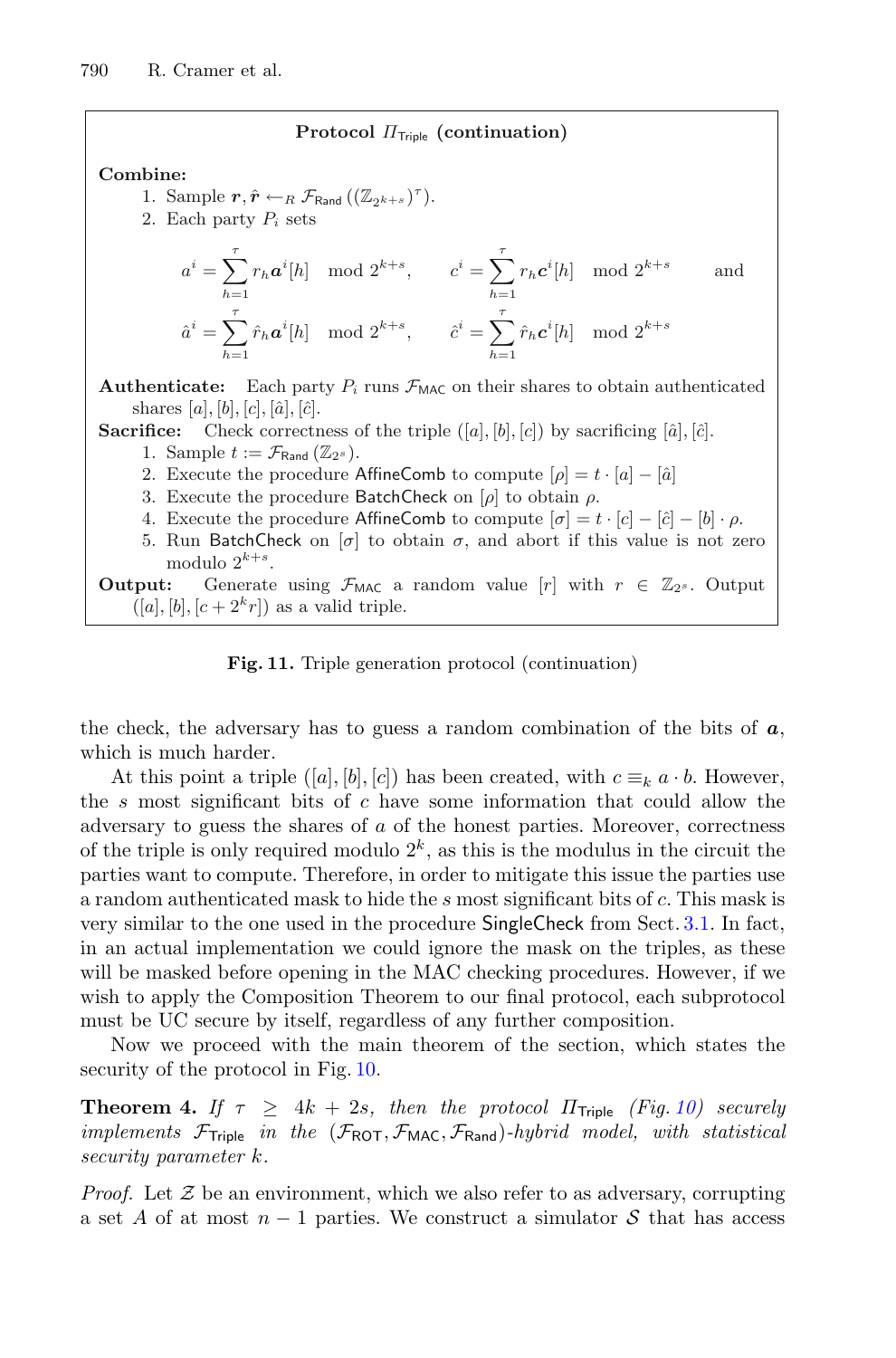**Protocol $\Pi_{\mathsf{Triple}}$ (continuation)**

**Combine:**

1. Sample $\boldsymbol{r}, \hat{\boldsymbol{r}} \leftarrow_R \mathcal{F}_{\mathsf{Rand}}((\mathbb{Z}_{2^{k+s}})^{\tau})$.
2. Each party $P_i$ sets

$$a^i = \sum_{h=1}^{\tau} r_h \boldsymbol{a}^i[h] \mod 2^{k+s}, \qquad c^i = \sum_{h=1}^{\tau} r_h \boldsymbol{c}^i[h] \mod 2^{k+s} \qquad \text{and}$$

$$\hat{a}^i = \sum_{h=1}^{\tau} \hat{r}_h \boldsymbol{a}^i[h] \mod 2^{k+s}, \qquad \hat{c}^i = \sum_{h=1}^{\tau} \hat{r}_h \boldsymbol{c}^i[h] \mod 2^{k+s}$$

**Authenticate:** Each party $P_i$ runs $\mathcal{F}_{\mathsf{MAC}}$ on their shares to obtain authenticated shares $[a], [b], [c], [\hat{a}], [\hat{c}]$.

**Sacrifice:** Check correctness of the triple $([a], [b], [c])$ by sacrificing $[\hat{a}], [\hat{c}]$.

1. Sample $t := \mathcal{F}_{\mathsf{Rand}}(\mathbb{Z}_{2^s})$.
2. Execute the procedure AffineComb to compute $[\rho] = t \cdot [a] - [\hat{a}]$
3. Execute the procedure BatchCheck on $[\rho]$ to obtain $\rho$.
4. Execute the procedure AffineComb to compute $[\sigma] = t \cdot [c] - [\hat{c}] - [b] \cdot \rho$.
5. Run BatchCheck on $[\sigma]$ to obtain $\sigma$, and abort if this value is not zero modulo $2^{k+s}$.

**Output:** Generate using $\mathcal{F}_{\mathsf{MAC}}$ a random value $[r]$ with $r \in \mathbb{Z}_{2^s}$. Output $([a], [b], [c + 2^k r])$ as a valid triple.

**Fig. 11.** Triple generation protocol (continuation)

the check, the adversary has to guess a random combination of the bits of $\boldsymbol{a}$, which is much harder.

At this point a triple $([a], [b], [c])$ has been created, with $c \equiv_k a \cdot b$. However, the $s$ most significant bits of $c$ have some information that could allow the adversary to guess the shares of $a$ of the honest parties. Moreover, correctness of the triple is only required modulo $2^k$, as this is the modulus in the circuit the parties want to compute. Therefore, in order to mitigate this issue the parties use a random authenticated mask to hide the $s$ most significant bits of $c$. This mask is very similar to the one used in the procedure SingleCheck from Sect. 3.1. In fact, in an actual implementation we could ignore the mask on the triples, as these will be masked before opening in the MAC checking procedures. However, if we wish to apply the Composition Theorem to our final protocol, each subprotocol must be UC secure by itself, regardless of any further composition.

Now we proceed with the main theorem of the section, which states the security of the protocol in Fig. 10.

**Theorem 4.** *If $\tau \geq 4k + 2s$, then the protocol $\Pi_{\mathsf{Triple}}$ (Fig. 10) securely implements $\mathcal{F}_{\mathsf{Triple}}$ in the $(\mathcal{F}_{\mathsf{ROT}}, \mathcal{F}_{\mathsf{MAC}}, \mathcal{F}_{\mathsf{Rand}})$-hybrid model, with statistical security parameter $k$.*

*Proof.* Let $\mathcal{Z}$ be an environment, which we also refer to as adversary, corrupting a set $A$ of at most $n - 1$ parties. We construct a simulator $\mathcal{S}$ that has access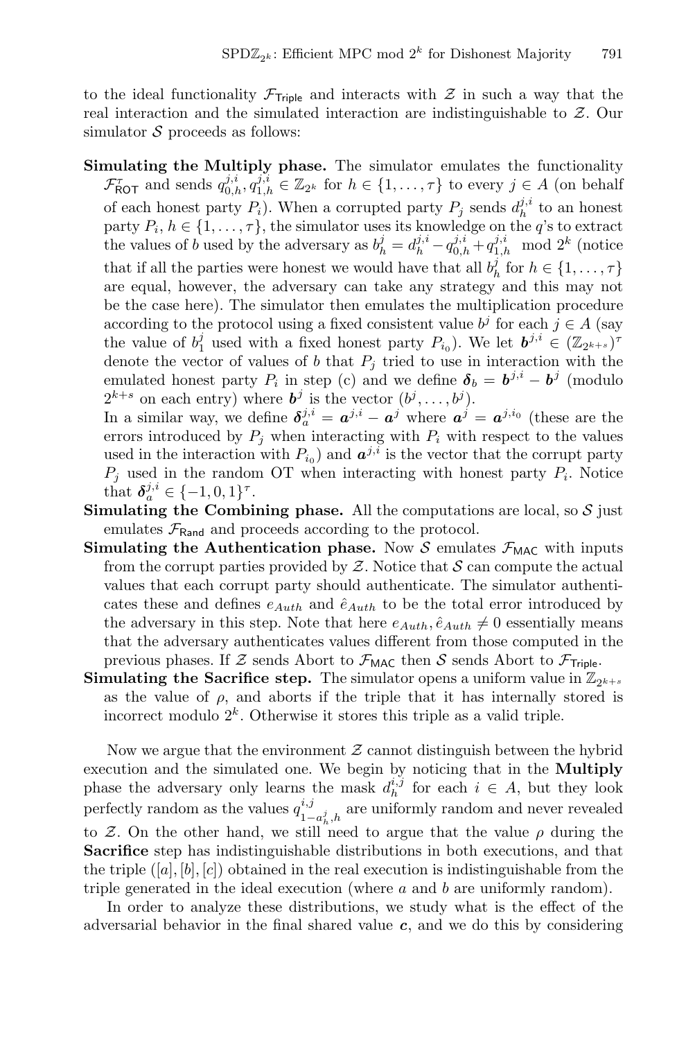to the ideal functionality $\mathcal{F}_{\mathsf{Triple}}$ and interacts with $\mathcal{Z}$ in such a way that the real interaction and the simulated interaction are indistinguishable to $\mathcal{Z}$. Our simulator $\mathcal{S}$ proceeds as follows:

**Simulating the Multiply phase.** The simulator emulates the functionality $\mathcal{F}^{\tau}_{\mathsf{ROT}}$ and sends $q^{j,i}_{0,h}, q^{j,i}_{1,h} \in \mathbb{Z}_{2^k}$ for $h \in \{1, \ldots, \tau\}$ to every $j \in A$ (on behalf of each honest party $P_i$). When a corrupted party $P_j$ sends $d^{j,i}_h$ to an honest party $P_i$, $h \in \{1, \ldots, \tau\}$, the simulator uses its knowledge on the $q$'s to extract the values of $b$ used by the adversary as $b^j_h = d^{j,i}_h - q^{j,i}_{0,h} + q^{j,i}_{1,h} \mod 2^k$ (notice that if all the parties were honest we would have that all $b^j_h$ for $h \in \{1, \ldots, \tau\}$ are equal, however, the adversary can take any strategy and this may not be the case here). The simulator then emulates the multiplication procedure according to the protocol using a fixed consistent value $b^j$ for each $j \in A$ (say the value of $b^j_1$ used with a fixed honest party $P_{i_0}$). We let $\boldsymbol{b}^{j,i} \in (\mathbb{Z}_{2^{k+s}})^{\tau}$ denote the vector of values of $b$ that $P_j$ tried to use in interaction with the emulated honest party $P_i$ in step (c) and we define $\boldsymbol{\delta}_b = \boldsymbol{b}^{j,i} - \boldsymbol{b}^j$ (modulo $2^{k+s}$ on each entry) where $\boldsymbol{b}^j$ is the vector $(b^j, \ldots, b^j)$.
In a similar way, we define $\boldsymbol{\delta}^{j,i}_a = \boldsymbol{a}^{j,i} - \boldsymbol{a}^j$ where $\boldsymbol{a}^j = \boldsymbol{a}^{j,i_0}$ (these are the errors introduced by $P_j$ when interacting with $P_i$ with respect to the values used in the interaction with $P_{i_0}$) and $\boldsymbol{a}^{j,i}$ is the vector that the corrupt party $P_j$ used in the random OT when interacting with honest party $P_i$. Notice that $\boldsymbol{\delta}^{j,i}_a \in \{-1, 0, 1\}^{\tau}$.

**Simulating the Combining phase.** All the computations are local, so $\mathcal{S}$ just emulates $\mathcal{F}_{\mathsf{Rand}}$ and proceeds according to the protocol.

**Simulating the Authentication phase.** Now $\mathcal{S}$ emulates $\mathcal{F}_{\mathsf{MAC}}$ with inputs from the corrupt parties provided by $\mathcal{Z}$. Notice that $\mathcal{S}$ can compute the actual values that each corrupt party should authenticate. The simulator authenticates these and defines $e_{Auth}$ and $\hat{e}_{Auth}$ to be the total error introduced by the adversary in this step. Note that here $e_{Auth}, \hat{e}_{Auth} \neq 0$ essentially means that the adversary authenticates values different from those computed in the previous phases. If $\mathcal{Z}$ sends Abort to $\mathcal{F}_{\mathsf{MAC}}$ then $\mathcal{S}$ sends Abort to $\mathcal{F}_{\mathsf{Triple}}$.

**Simulating the Sacrifice step.** The simulator opens a uniform value in $\mathbb{Z}_{2^{k+s}}$ as the value of $\rho$, and aborts if the triple that it has internally stored is incorrect modulo $2^k$. Otherwise it stores this triple as a valid triple.

Now we argue that the environment $\mathcal{Z}$ cannot distinguish between the hybrid execution and the simulated one. We begin by noticing that in the **Multiply** phase the adversary only learns the mask $d^{i,j}_h$ for each $i \in A$, but they look perfectly random as the values $q^{i,j}_{1-a^j_h,h}$ are uniformly random and never revealed to $\mathcal{Z}$. On the other hand, we still need to argue that the value $\rho$ during the **Sacrifice** step has indistinguishable distributions in both executions, and that the triple $([a], [b], [c])$ obtained in the real execution is indistinguishable from the triple generated in the ideal execution (where $a$ and $b$ are uniformly random).

In order to analyze these distributions, we study what is the effect of the adversarial behavior in the final shared value $\boldsymbol{c}$, and we do this by considering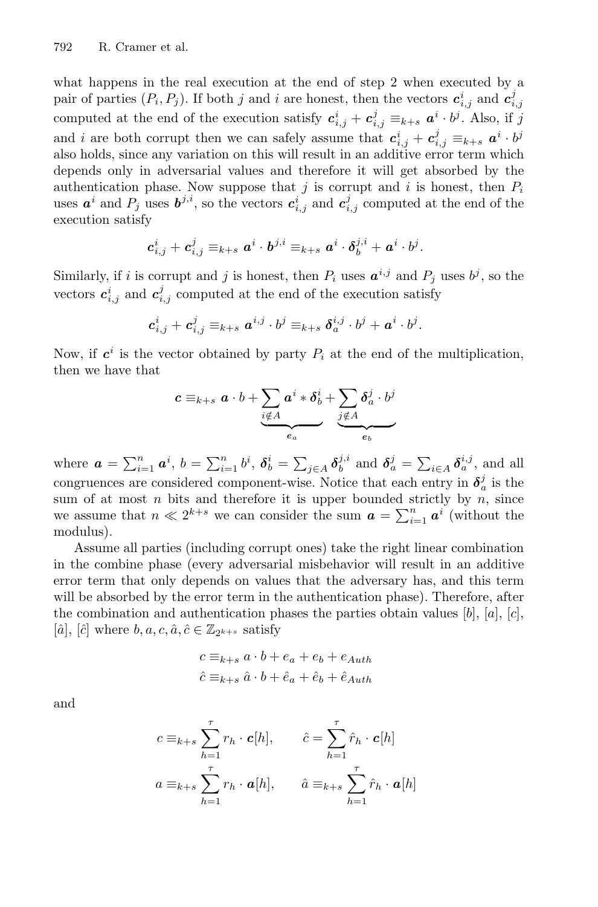what happens in the real execution at the end of step 2 when executed by a pair of parties $(P_i, P_j)$. If both $j$ and $i$ are honest, then the vectors $\boldsymbol{c}^i_{i,j}$ and $\boldsymbol{c}^j_{i,j}$ computed at the end of the execution satisfy $\boldsymbol{c}^i_{i,j} + \boldsymbol{c}^j_{i,j} \equiv_{k+s} \boldsymbol{a}^i \cdot b^j$. Also, if $j$ and $i$ are both corrupt then we can safely assume that $\boldsymbol{c}^i_{i,j} + \boldsymbol{c}^j_{i,j} \equiv_{k+s} \boldsymbol{a}^i \cdot b^j$ also holds, since any variation on this will result in an additive error term which depends only in adversarial values and therefore it will get absorbed by the authentication phase. Now suppose that $j$ is corrupt and $i$ is honest, then $P_i$ uses $\boldsymbol{a}^i$ and $P_j$ uses $\boldsymbol{b}^{j,i}$, so the vectors $\boldsymbol{c}^i_{i,j}$ and $\boldsymbol{c}^j_{i,j}$ computed at the end of the execution satisfy

$$\boldsymbol{c}^i_{i,j} + \boldsymbol{c}^j_{i,j} \equiv_{k+s} \boldsymbol{a}^i \cdot \boldsymbol{b}^{j,i} \equiv_{k+s} \boldsymbol{a}^i \cdot \boldsymbol{\delta}^{j,i}_b + \boldsymbol{a}^i \cdot b^j.$$

Similarly, if $i$ is corrupt and $j$ is honest, then $P_i$ uses $\boldsymbol{a}^{i,j}$ and $P_j$ uses $b^j$, so the vectors $\boldsymbol{c}^i_{i,j}$ and $\boldsymbol{c}^j_{i,j}$ computed at the end of the execution satisfy

$$\boldsymbol{c}^i_{i,j} + \boldsymbol{c}^j_{i,j} \equiv_{k+s} \boldsymbol{a}^{i,j} \cdot b^j \equiv_{k+s} \boldsymbol{\delta}^{i,j}_a \cdot b^j + \boldsymbol{a}^i \cdot b^j.$$

Now, if $\boldsymbol{c}^i$ is the vector obtained by party $P_i$ at the end of the multiplication, then we have that

$$\boldsymbol{c} \equiv_{k+s} \boldsymbol{a} \cdot b + \underbrace{\sum_{i \notin A} \boldsymbol{a}^i * \boldsymbol{\delta}^i_b}_{\boldsymbol{e}_a} + \underbrace{\sum_{j \notin A} \boldsymbol{\delta}^j_a \cdot b^j}_{\boldsymbol{e}_b}$$

where $\boldsymbol{a} = \sum_{i=1}^n \boldsymbol{a}^i$, $b = \sum_{i=1}^n b^i$, $\boldsymbol{\delta}^i_b = \sum_{j \in A} \boldsymbol{\delta}^{j,i}_b$ and $\boldsymbol{\delta}^j_a = \sum_{i \in A} \boldsymbol{\delta}^{i,j}_a$, and all congruences are considered component-wise. Notice that each entry in $\boldsymbol{\delta}^j_a$ is the sum of at most $n$ bits and therefore it is upper bounded strictly by $n$, since we assume that $n \ll 2^{k+s}$ we can consider the sum $\boldsymbol{a} = \sum_{i=1}^n \boldsymbol{a}^i$ (without the modulus).

Assume all parties (including corrupt ones) take the right linear combination in the combine phase (every adversarial misbehavior will result in an additive error term that only depends on values that the adversary has, and this term will be absorbed by the error term in the authentication phase). Therefore, after the combination and authentication phases the parties obtain values $[b]$, $[a]$, $[c]$, $[\hat{a}]$, $[\hat{c}]$ where $b, a, c, \hat{a}, \hat{c} \in \mathbb{Z}_{2^{k+s}}$ satisfy

$$c \equiv_{k+s} a \cdot b + e_a + e_b + e_{Auth}$$
$$\hat{c} \equiv_{k+s} \hat{a} \cdot b + \hat{e}_a + \hat{e}_b + \hat{e}_{Auth}$$

and

$$c \equiv_{k+s} \sum_{h=1}^{\tau} r_h \cdot \boldsymbol{c}[h], \qquad \hat{c} = \sum_{h=1}^{\tau} \hat{r}_h \cdot \boldsymbol{c}[h]$$
$$a \equiv_{k+s} \sum_{h=1}^{\tau} r_h \cdot \boldsymbol{a}[h], \qquad \hat{a} \equiv_{k+s} \sum_{h=1}^{\tau} \hat{r}_h \cdot \boldsymbol{a}[h]$$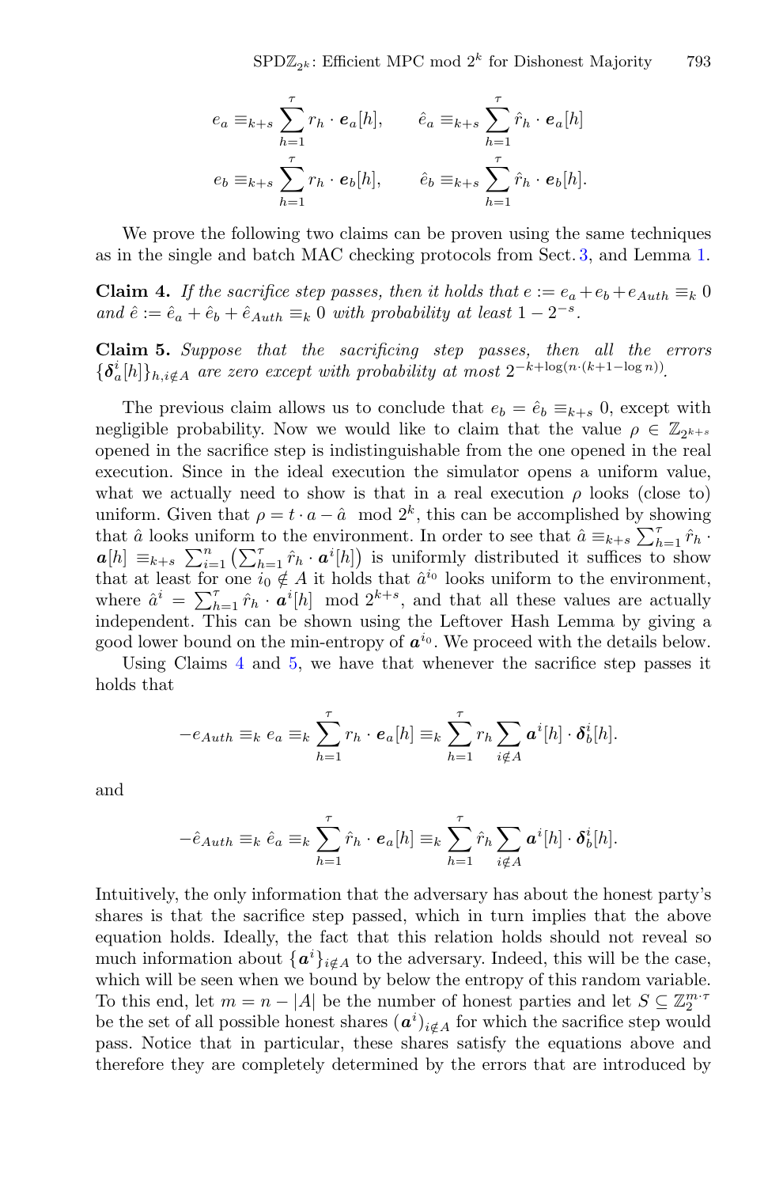$$e_a \equiv_{k+s} \sum_{h=1}^{\tau} r_h \cdot \boldsymbol{e}_a[h], \qquad \hat{e}_a \equiv_{k+s} \sum_{h=1}^{\tau} \hat{r}_h \cdot \boldsymbol{e}_a[h]$$

$$e_b \equiv_{k+s} \sum_{h=1}^{\tau} r_h \cdot \boldsymbol{e}_b[h], \qquad \hat{e}_b \equiv_{k+s} \sum_{h=1}^{\tau} \hat{r}_h \cdot \boldsymbol{e}_b[h].$$

We prove the following two claims can be proven using the same techniques as in the single and batch MAC checking protocols from Sect. 3, and Lemma 1.

**Claim 4.** *If the sacrifice step passes, then it holds that* $e := e_a + e_b + e_{Auth} \equiv_k 0$ *and* $\hat{e} := \hat{e}_a + \hat{e}_b + \hat{e}_{Auth} \equiv_k 0$ *with probability at least* $1 - 2^{-s}$.

**Claim 5.** *Suppose that the sacrificing step passes, then all the errors* $\{\boldsymbol{\delta}_a^i[h]\}_{h, i \notin A}$ *are zero except with probability at most* $2^{-k+\log(n \cdot (k+1-\log n))}$.

The previous claim allows us to conclude that $e_b = \hat{e}_b \equiv_{k+s} 0$, except with negligible probability. Now we would like to claim that the value $\rho \in \mathbb{Z}_{2^{k+s}}$ opened in the sacrifice step is indistinguishable from the one opened in the real execution. Since in the ideal execution the simulator opens a uniform value, what we actually need to show is that in a real execution $\rho$ looks (close to) uniform. Given that $\rho = t \cdot a - \hat{a} \mod 2^k$, this can be accomplished by showing that $\hat{a}$ looks uniform to the environment. In order to see that $\hat{a} \equiv_{k+s} \sum_{h=1}^{\tau} \hat{r}_h \cdot \boldsymbol{a}[h] \equiv_{k+s} \sum_{i=1}^{n} \left( \sum_{h=1}^{\tau} \hat{r}_h \cdot \boldsymbol{a}^i[h] \right)$ is uniformly distributed it suffices to show that at least for one $i_0 \notin A$ it holds that $\hat{a}^{i_0}$ looks uniform to the environment, where $\hat{a}^i = \sum_{h=1}^{\tau} \hat{r}_h \cdot \boldsymbol{a}^i[h] \mod 2^{k+s}$, and that all these values are actually independent. This can be shown using the Leftover Hash Lemma by giving a good lower bound on the min-entropy of $\boldsymbol{a}^{i_0}$. We proceed with the details below.

Using Claims 4 and 5, we have that whenever the sacrifice step passes it holds that

$$-e_{Auth} \equiv_k e_a \equiv_k \sum_{h=1}^{\tau} r_h \cdot \boldsymbol{e}_a[h] \equiv_k \sum_{h=1}^{\tau} r_h \sum_{i \notin A} \boldsymbol{a}^i[h] \cdot \boldsymbol{\delta}_b^i[h].$$

and

$$-\hat{e}_{Auth} \equiv_k \hat{e}_a \equiv_k \sum_{h=1}^{\tau} \hat{r}_h \cdot \boldsymbol{e}_a[h] \equiv_k \sum_{h=1}^{\tau} \hat{r}_h \sum_{i \notin A} \boldsymbol{a}^i[h] \cdot \boldsymbol{\delta}_b^i[h].$$

Intuitively, the only information that the adversary has about the honest party's shares is that the sacrifice step passed, which in turn implies that the above equation holds. Ideally, the fact that this relation holds should not reveal so much information about $\{\boldsymbol{a}^i\}_{i \notin A}$ to the adversary. Indeed, this will be the case, which will be seen when we bound by below the entropy of this random variable. To this end, let $m = n - |A|$ be the number of honest parties and let $S \subseteq \mathbb{Z}_2^{m \cdot \tau}$ be the set of all possible honest shares $(\boldsymbol{a}^i)_{i \notin A}$ for which the sacrifice step would pass. Notice that in particular, these shares satisfy the equations above and therefore they are completely determined by the errors that are introduced by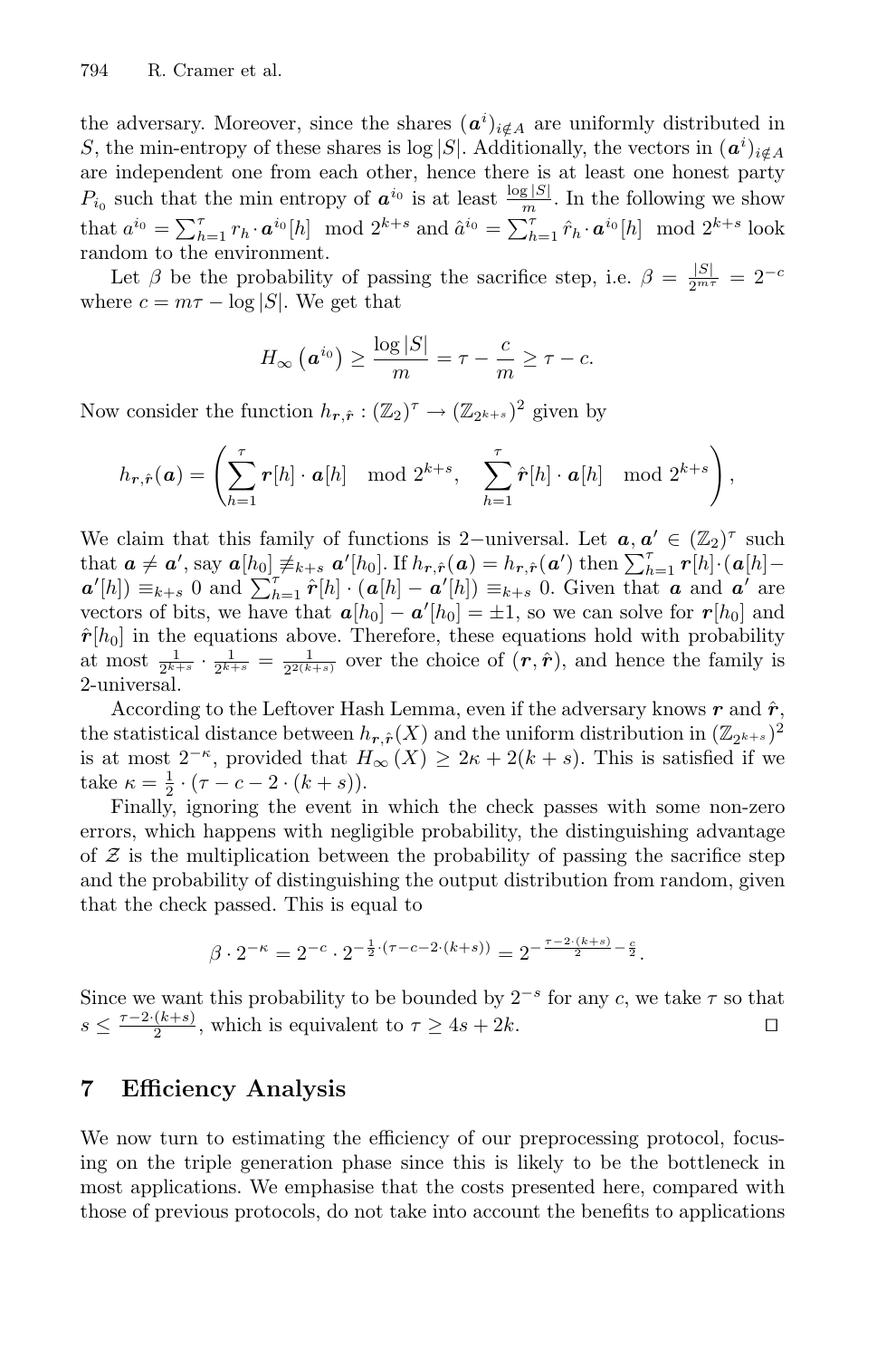the adversary. Moreover, since the shares $(\boldsymbol{a}^i)_{i \notin A}$ are uniformly distributed in $S$, the min-entropy of these shares is $\log |S|$. Additionally, the vectors in $(\boldsymbol{a}^i)_{i \notin A}$ are independent one from each other, hence there is at least one honest party $P_{i_0}$ such that the min entropy of $\boldsymbol{a}^{i_0}$ is at least $\frac{\log |S|}{m}$. In the following we show that $a^{i_0} = \sum_{h=1}^{\tau} r_h \cdot \boldsymbol{a}^{i_0}[h] \mod 2^{k+s}$ and $\hat{a}^{i_0} = \sum_{h=1}^{\tau} \hat{r}_h \cdot \boldsymbol{a}^{i_0}[h] \mod 2^{k+s}$ look random to the environment.

Let $\beta$ be the probability of passing the sacrifice step, i.e. $\beta = \frac{|S|}{2^{m\tau}} = 2^{-c}$ where $c = m\tau - \log |S|$. We get that

$$H_\infty\left(\boldsymbol{a}^{i_0}\right) \geq \frac{\log |S|}{m} = \tau - \frac{c}{m} \geq \tau - c.$$

Now consider the function $h_{\boldsymbol{r},\hat{\boldsymbol{r}}} : (\mathbb{Z}_2)^\tau \to (\mathbb{Z}_{2^{k+s}})^2$ given by

$$h_{\boldsymbol{r},\hat{\boldsymbol{r}}}(\boldsymbol{a}) = \left( \sum_{h=1}^{\tau} \boldsymbol{r}[h] \cdot \boldsymbol{a}[h] \mod 2^{k+s}, \quad \sum_{h=1}^{\tau} \hat{\boldsymbol{r}}[h] \cdot \boldsymbol{a}[h] \mod 2^{k+s} \right),$$

We claim that this family of functions is 2−universal. Let $\boldsymbol{a}, \boldsymbol{a}' \in (\mathbb{Z}_2)^\tau$ such that $\boldsymbol{a} \neq \boldsymbol{a}'$, say $\boldsymbol{a}[h_0] \not\equiv_{k+s} \boldsymbol{a}'[h_0]$. If $h_{\boldsymbol{r},\hat{\boldsymbol{r}}}(\boldsymbol{a}) = h_{\boldsymbol{r},\hat{\boldsymbol{r}}}(\boldsymbol{a}')$ then $\sum_{h=1}^{\tau} \boldsymbol{r}[h] \cdot (\boldsymbol{a}[h] - \boldsymbol{a}'[h]) \equiv_{k+s} 0$ and $\sum_{h=1}^{\tau} \hat{\boldsymbol{r}}[h] \cdot (\boldsymbol{a}[h] - \boldsymbol{a}'[h]) \equiv_{k+s} 0$. Given that $\boldsymbol{a}$ and $\boldsymbol{a}'$ are vectors of bits, we have that $\boldsymbol{a}[h_0] - \boldsymbol{a}'[h_0] = \pm 1$, so we can solve for $\boldsymbol{r}[h_0]$ and $\hat{\boldsymbol{r}}[h_0]$ in the equations above. Therefore, these equations hold with probability at most $\frac{1}{2^{k+s}} \cdot \frac{1}{2^{k+s}} = \frac{1}{2^{2(k+s)}}$ over the choice of $(\boldsymbol{r}, \hat{\boldsymbol{r}})$, and hence the family is 2-universal.

According to the Leftover Hash Lemma, even if the adversary knows $\boldsymbol{r}$ and $\hat{\boldsymbol{r}}$, the statistical distance between $h_{\boldsymbol{r},\hat{\boldsymbol{r}}}(X)$ and the uniform distribution in $(\mathbb{Z}_{2^{k+s}})^2$ is at most $2^{-\kappa}$, provided that $H_\infty(X) \geq 2\kappa + 2(k+s)$. This is satisfied if we take $\kappa = \frac{1}{2} \cdot (\tau - c - 2 \cdot (k+s))$.

Finally, ignoring the event in which the check passes with some non-zero errors, which happens with negligible probability, the distinguishing advantage of $\mathcal{Z}$ is the multiplication between the probability of passing the sacrifice step and the probability of distinguishing the output distribution from random, given that the check passed. This is equal to

$$\beta \cdot 2^{-\kappa} = 2^{-c} \cdot 2^{-\frac{1}{2} \cdot (\tau - c - 2 \cdot (k+s))} = 2^{-\frac{\tau - 2 \cdot (k+s)}{2} - \frac{c}{2}}.$$

Since we want this probability to be bounded by $2^{-s}$ for any $c$, we take $\tau$ so that $s \leq \frac{\tau - 2 \cdot (k+s)}{2}$, which is equivalent to $\tau \geq 4s + 2k$. ◻

## 7 Efficiency Analysis

We now turn to estimating the efficiency of our preprocessing protocol, focusing on the triple generation phase since this is likely to be the bottleneck in most applications. We emphasise that the costs presented here, compared with those of previous protocols, do not take into account the benefits to applications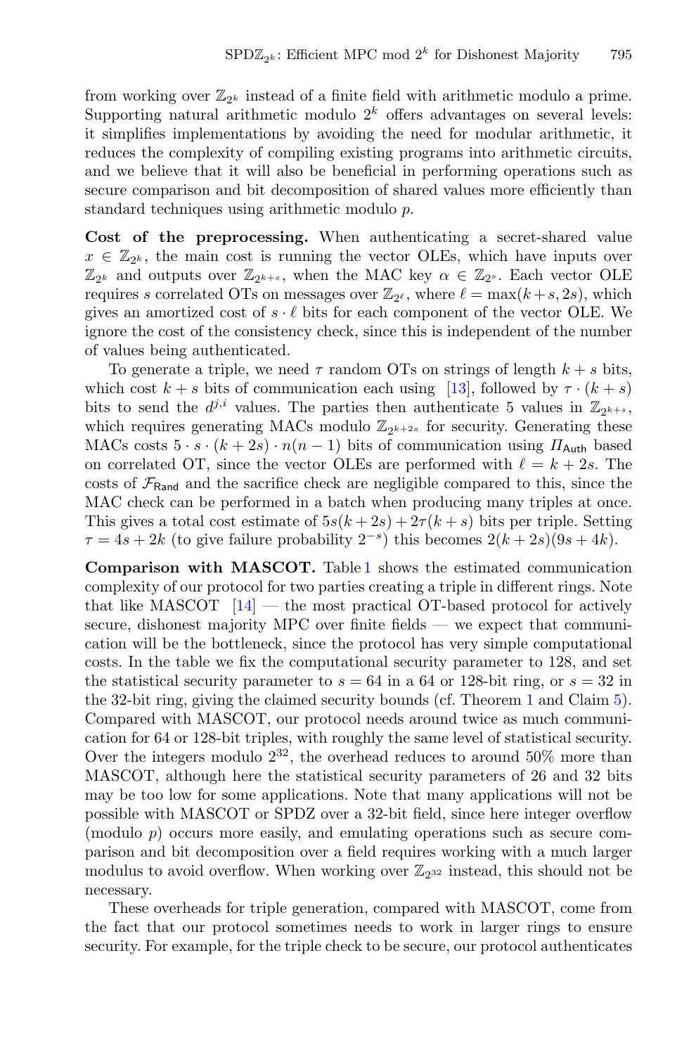from working over $\mathbb{Z}_{2^k}$ instead of a finite field with arithmetic modulo a prime. Supporting natural arithmetic modulo $2^k$ offers advantages on several levels: it simplifies implementations by avoiding the need for modular arithmetic, it reduces the complexity of compiling existing programs into arithmetic circuits, and we believe that it will also be beneficial in performing operations such as secure comparison and bit decomposition of shared values more efficiently than standard techniques using arithmetic modulo $p$.

**Cost of the preprocessing.** When authenticating a secret-shared value $x \in \mathbb{Z}_{2^k}$, the main cost is running the vector OLEs, which have inputs over $\mathbb{Z}_{2^k}$ and outputs over $\mathbb{Z}_{2^{k+s}}$, when the MAC key $\alpha \in \mathbb{Z}_{2^s}$. Each vector OLE requires $s$ correlated OTs on messages over $\mathbb{Z}_{2^\ell}$, where $\ell = \max(k+s, 2s)$, which gives an amortized cost of $s \cdot \ell$ bits for each component of the vector OLE. We ignore the cost of the consistency check, since this is independent of the number of values being authenticated.

To generate a triple, we need $\tau$ random OTs on strings of length $k+s$ bits, which cost $k+s$ bits of communication each using [13], followed by $\tau \cdot (k+s)$ bits to send the $d^{j,i}$ values. The parties then authenticate 5 values in $\mathbb{Z}_{2^{k+s}}$, which requires generating MACs modulo $\mathbb{Z}_{2^{k+2s}}$ for security. Generating these MACs costs $5 \cdot s \cdot (k+2s) \cdot n(n-1)$ bits of communication using $\Pi_{\mathsf{Auth}}$ based on correlated OT, since the vector OLEs are performed with $\ell = k+2s$. The costs of $\mathcal{F}_{\mathsf{Rand}}$ and the sacrifice check are negligible compared to this, since the MAC check can be performed in a batch when producing many triples at once. This gives a total cost estimate of $5s(k+2s) + 2\tau(k+s)$ bits per triple. Setting $\tau = 4s + 2k$ (to give failure probability $2^{-s}$) this becomes $2(k+2s)(9s+4k)$.

**Comparison with MASCOT.** Table 1 shows the estimated communication complexity of our protocol for two parties creating a triple in different rings. Note that like MASCOT [14] — the most practical OT-based protocol for actively secure, dishonest majority MPC over finite fields — we expect that communication will be the bottleneck, since the protocol has very simple computational costs. In the table we fix the computational security parameter to 128, and set the statistical security parameter to $s = 64$ in a 64 or 128-bit ring, or $s = 32$ in the 32-bit ring, giving the claimed security bounds (cf. Theorem 1 and Claim 5). Compared with MASCOT, our protocol needs around twice as much communication for 64 or 128-bit triples, with roughly the same level of statistical security. Over the integers modulo $2^{32}$, the overhead reduces to around 50% more than MASCOT, although here the statistical security parameters of 26 and 32 bits may be too low for some applications. Note that many applications will not be possible with MASCOT or SPDZ over a 32-bit field, since here integer overflow (modulo $p$) occurs more easily, and emulating operations such as secure comparison and bit decomposition over a field requires working with a much larger modulus to avoid overflow. When working over $\mathbb{Z}_{2^{32}}$ instead, this should not be necessary.

These overheads for triple generation, compared with MASCOT, come from the fact that our protocol sometimes needs to work in larger rings to ensure security. For example, for the triple check to be secure, our protocol authenticates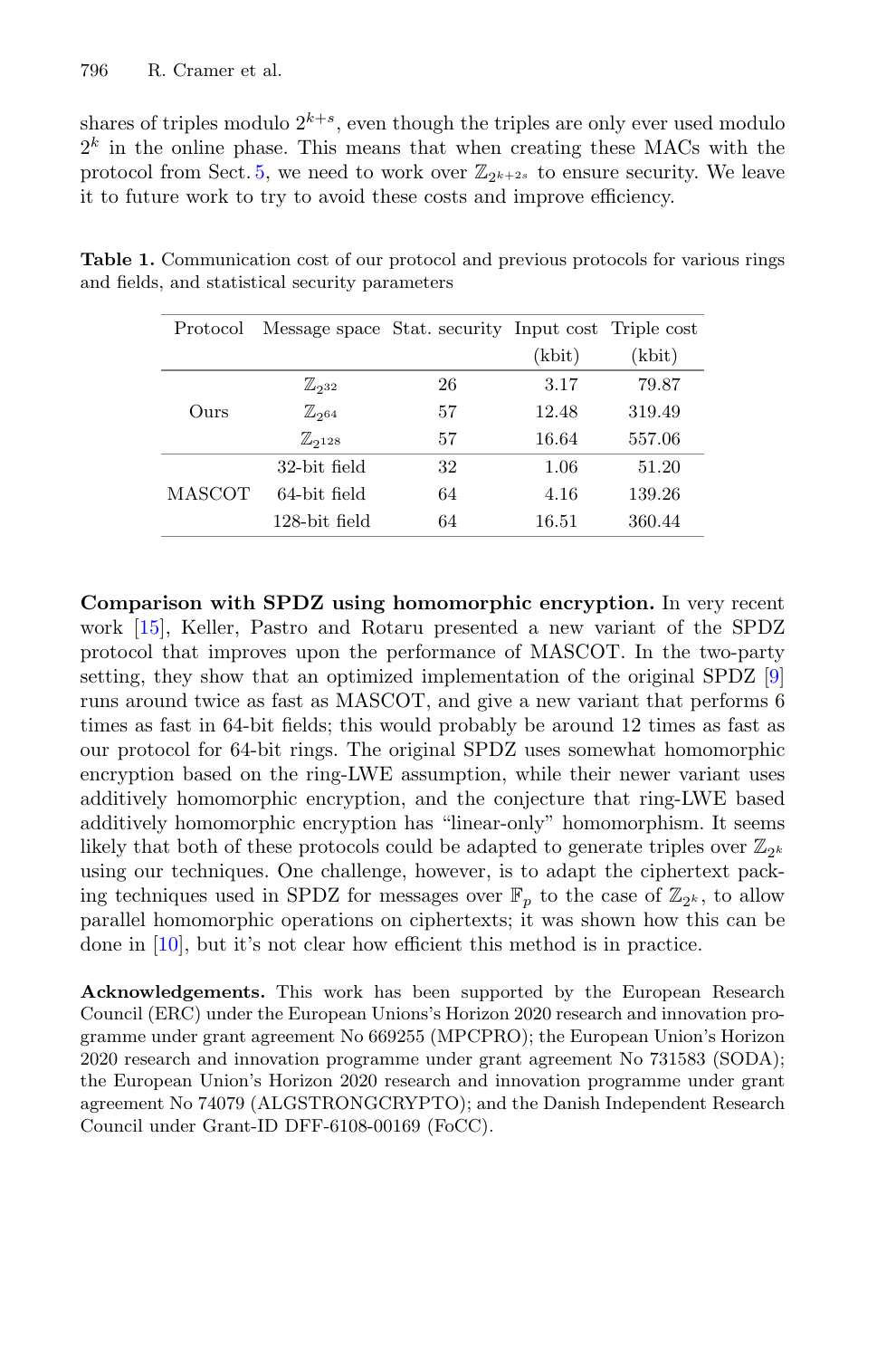shares of triples modulo $2^{k+s}$, even though the triples are only ever used modulo $2^k$ in the online phase. This means that when creating these MACs with the protocol from Sect. 5, we need to work over $\mathbb{Z}_{2^{k+2s}}$ to ensure security. We leave it to future work to try to avoid these costs and improve efficiency.

**Table 1.** Communication cost of our protocol and previous protocols for various rings and fields, and statistical security parameters

| Protocol | Message space | Stat. security | Input cost (kbit) | Triple cost (kbit) |
|---|---|---|---|---|
| Ours | $\mathbb{Z}_{2^{32}}$ | 26 | 3.17 | 79.87 |
| | $\mathbb{Z}_{2^{64}}$ | 57 | 12.48 | 319.49 |
| | $\mathbb{Z}_{2^{128}}$ | 57 | 16.64 | 557.06 |
| MASCOT | 32-bit field | 32 | 1.06 | 51.20 |
| | 64-bit field | 64 | 4.16 | 139.26 |
| | 128-bit field | 64 | 16.51 | 360.44 |

**Comparison with SPDZ using homomorphic encryption.** In very recent work [15], Keller, Pastro and Rotaru presented a new variant of the SPDZ protocol that improves upon the performance of MASCOT. In the two-party setting, they show that an optimized implementation of the original SPDZ [9] runs around twice as fast as MASCOT, and give a new variant that performs 6 times as fast in 64-bit fields; this would probably be around 12 times as fast as our protocol for 64-bit rings. The original SPDZ uses somewhat homomorphic encryption based on the ring-LWE assumption, while their newer variant uses additively homomorphic encryption, and the conjecture that ring-LWE based additively homomorphic encryption has "linear-only" homomorphism. It seems likely that both of these protocols could be adapted to generate triples over $\mathbb{Z}_{2^k}$ using our techniques. One challenge, however, is to adapt the ciphertext packing techniques used in SPDZ for messages over $\mathbb{F}_p$ to the case of $\mathbb{Z}_{2^k}$, to allow parallel homomorphic operations on ciphertexts; it was shown how this can be done in [10], but it's not clear how efficient this method is in practice.

**Acknowledgements.** This work has been supported by the European Research Council (ERC) under the European Unions's Horizon 2020 research and innovation programme under grant agreement No 669255 (MPCPRO); the European Union's Horizon 2020 research and innovation programme under grant agreement No 731583 (SODA); the European Union's Horizon 2020 research and innovation programme under grant agreement No 74079 (ALGSTRONGCRYPTO); and the Danish Independent Research Council under Grant-ID DFF-6108-00169 (FoCC).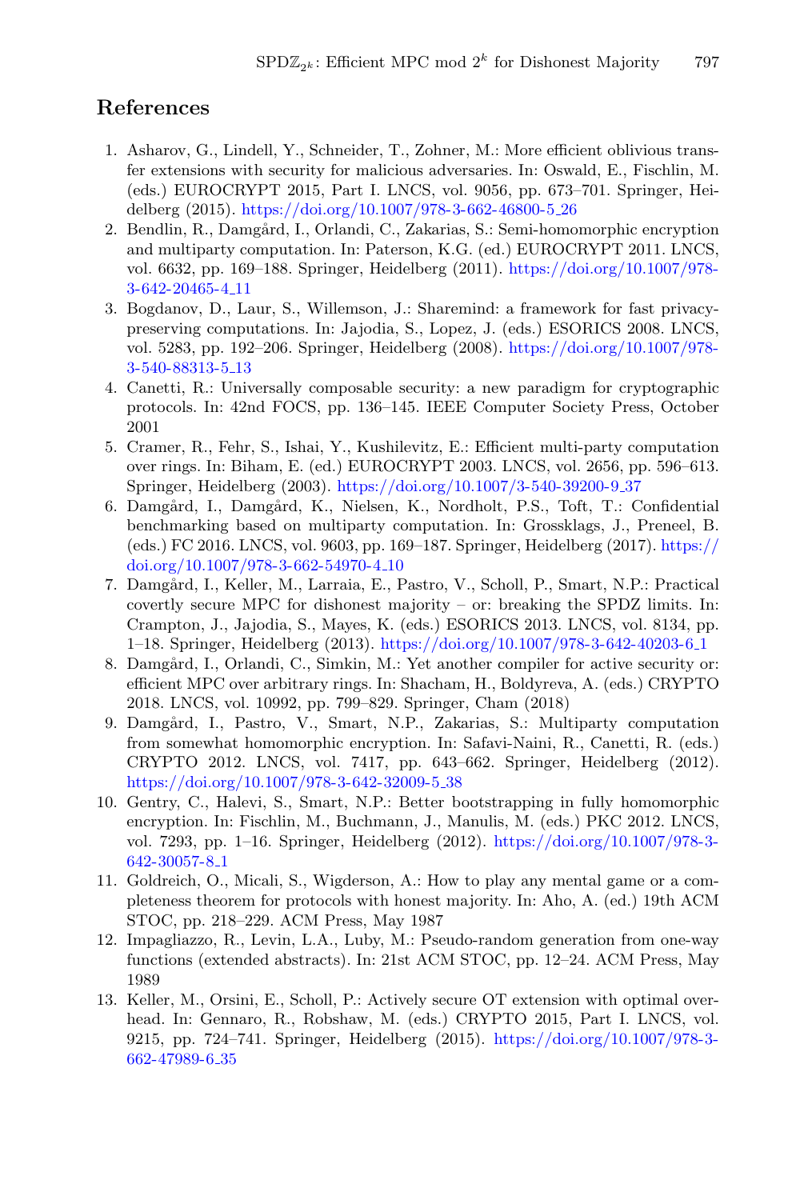## References

1. Asharov, G., Lindell, Y., Schneider, T., Zohner, M.: More efficient oblivious transfer extensions with security for malicious adversaries. In: Oswald, E., Fischlin, M. (eds.) EUROCRYPT 2015, Part I. LNCS, vol. 9056, pp. 673–701. Springer, Heidelberg (2015). https://doi.org/10.1007/978-3-662-46800-5_26
2. Bendlin, R., Damgård, I., Orlandi, C., Zakarias, S.: Semi-homomorphic encryption and multiparty computation. In: Paterson, K.G. (ed.) EUROCRYPT 2011. LNCS, vol. 6632, pp. 169–188. Springer, Heidelberg (2011). https://doi.org/10.1007/978-3-642-20465-4_11
3. Bogdanov, D., Laur, S., Willemson, J.: Sharemind: a framework for fast privacy-preserving computations. In: Jajodia, S., Lopez, J. (eds.) ESORICS 2008. LNCS, vol. 5283, pp. 192–206. Springer, Heidelberg (2008). https://doi.org/10.1007/978-3-540-88313-5_13
4. Canetti, R.: Universally composable security: a new paradigm for cryptographic protocols. In: 42nd FOCS, pp. 136–145. IEEE Computer Society Press, October 2001
5. Cramer, R., Fehr, S., Ishai, Y., Kushilevitz, E.: Efficient multi-party computation over rings. In: Biham, E. (ed.) EUROCRYPT 2003. LNCS, vol. 2656, pp. 596–613. Springer, Heidelberg (2003). https://doi.org/10.1007/3-540-39200-9_37
6. Damgård, I., Damgård, K., Nielsen, K., Nordholt, P.S., Toft, T.: Confidential benchmarking based on multiparty computation. In: Grossklags, J., Preneel, B. (eds.) FC 2016. LNCS, vol. 9603, pp. 169–187. Springer, Heidelberg (2017). https://doi.org/10.1007/978-3-662-54970-4_10
7. Damgård, I., Keller, M., Larraia, E., Pastro, V., Scholl, P., Smart, N.P.: Practical covertly secure MPC for dishonest majority – or: breaking the SPDZ limits. In: Crampton, J., Jajodia, S., Mayes, K. (eds.) ESORICS 2013. LNCS, vol. 8134, pp. 1–18. Springer, Heidelberg (2013). https://doi.org/10.1007/978-3-642-40203-6_1
8. Damgård, I., Orlandi, C., Simkin, M.: Yet another compiler for active security or: efficient MPC over arbitrary rings. In: Shacham, H., Boldyreva, A. (eds.) CRYPTO 2018. LNCS, vol. 10992, pp. 799–829. Springer, Cham (2018)
9. Damgård, I., Pastro, V., Smart, N.P., Zakarias, S.: Multiparty computation from somewhat homomorphic encryption. In: Safavi-Naini, R., Canetti, R. (eds.) CRYPTO 2012. LNCS, vol. 7417, pp. 643–662. Springer, Heidelberg (2012). https://doi.org/10.1007/978-3-642-32009-5_38
10. Gentry, C., Halevi, S., Smart, N.P.: Better bootstrapping in fully homomorphic encryption. In: Fischlin, M., Buchmann, J., Manulis, M. (eds.) PKC 2012. LNCS, vol. 7293, pp. 1–16. Springer, Heidelberg (2012). https://doi.org/10.1007/978-3-642-30057-8_1
11. Goldreich, O., Micali, S., Wigderson, A.: How to play any mental game or a completeness theorem for protocols with honest majority. In: Aho, A. (ed.) 19th ACM STOC, pp. 218–229. ACM Press, May 1987
12. Impagliazzo, R., Levin, L.A., Luby, M.: Pseudo-random generation from one-way functions (extended abstracts). In: 21st ACM STOC, pp. 12–24. ACM Press, May 1989
13. Keller, M., Orsini, E., Scholl, P.: Actively secure OT extension with optimal overhead. In: Gennaro, R., Robshaw, M. (eds.) CRYPTO 2015, Part I. LNCS, vol. 9215, pp. 724–741. Springer, Heidelberg (2015). https://doi.org/10.1007/978-3-662-47989-6_35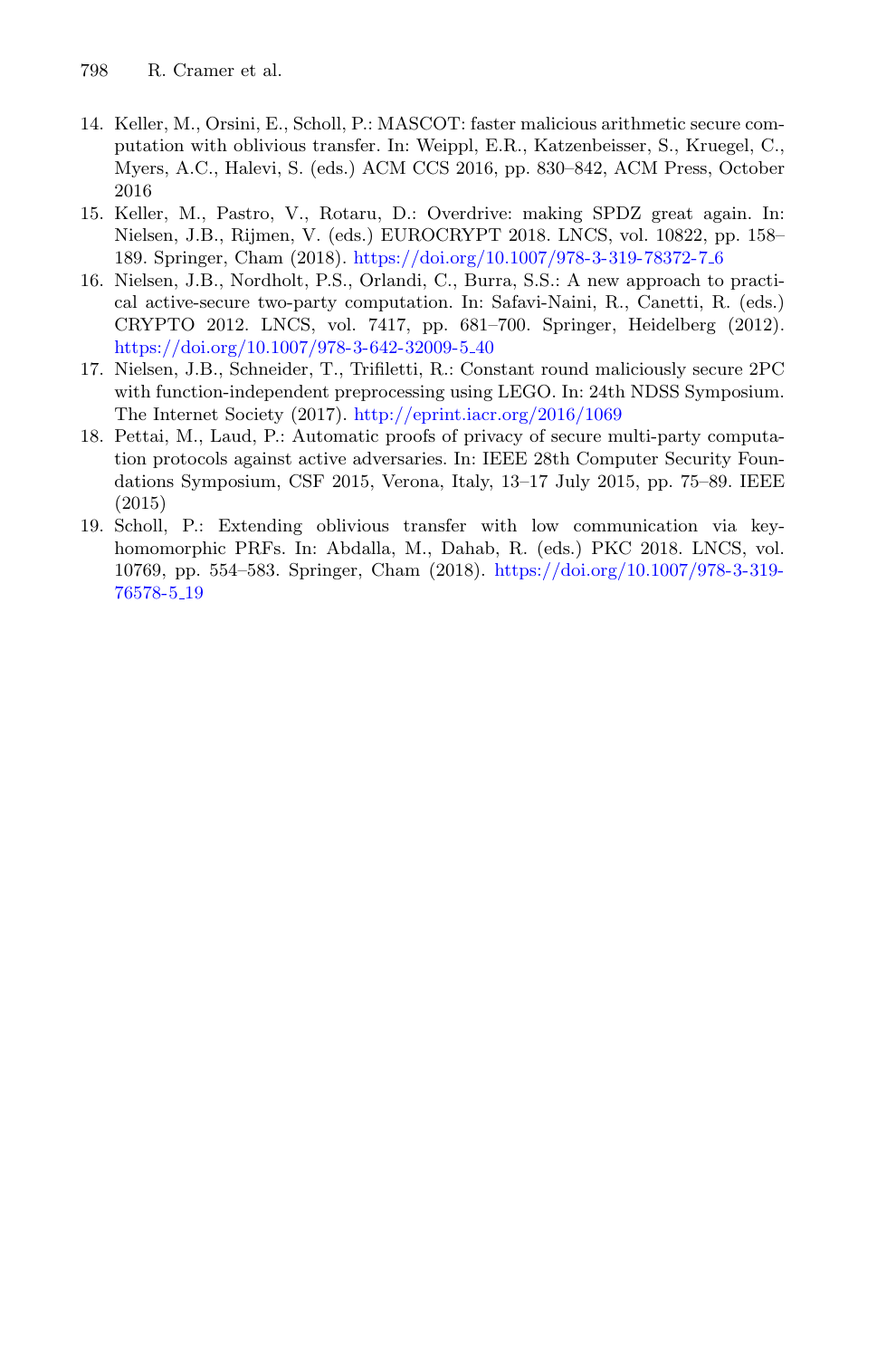14. Keller, M., Orsini, E., Scholl, P.: MASCOT: faster malicious arithmetic secure computation with oblivious transfer. In: Weippl, E.R., Katzenbeisser, S., Kruegel, C., Myers, A.C., Halevi, S. (eds.) ACM CCS 2016, pp. 830–842, ACM Press, October 2016
15. Keller, M., Pastro, V., Rotaru, D.: Overdrive: making SPDZ great again. In: Nielsen, J.B., Rijmen, V. (eds.) EUROCRYPT 2018. LNCS, vol. 10822, pp. 158–189. Springer, Cham (2018). https://doi.org/10.1007/978-3-319-78372-7_6
16. Nielsen, J.B., Nordholt, P.S., Orlandi, C., Burra, S.S.: A new approach to practical active-secure two-party computation. In: Safavi-Naini, R., Canetti, R. (eds.) CRYPTO 2012. LNCS, vol. 7417, pp. 681–700. Springer, Heidelberg (2012). https://doi.org/10.1007/978-3-642-32009-5_40
17. Nielsen, J.B., Schneider, T., Trifiletti, R.: Constant round maliciously secure 2PC with function-independent preprocessing using LEGO. In: 24th NDSS Symposium. The Internet Society (2017). http://eprint.iacr.org/2016/1069
18. Pettai, M., Laud, P.: Automatic proofs of privacy of secure multi-party computation protocols against active adversaries. In: IEEE 28th Computer Security Foundations Symposium, CSF 2015, Verona, Italy, 13–17 July 2015, pp. 75–89. IEEE (2015)
19. Scholl, P.: Extending oblivious transfer with low communication via key-homomorphic PRFs. In: Abdalla, M., Dahab, R. (eds.) PKC 2018. LNCS, vol. 10769, pp. 554–583. Springer, Cham (2018). https://doi.org/10.1007/978-3-319-76578-5_19